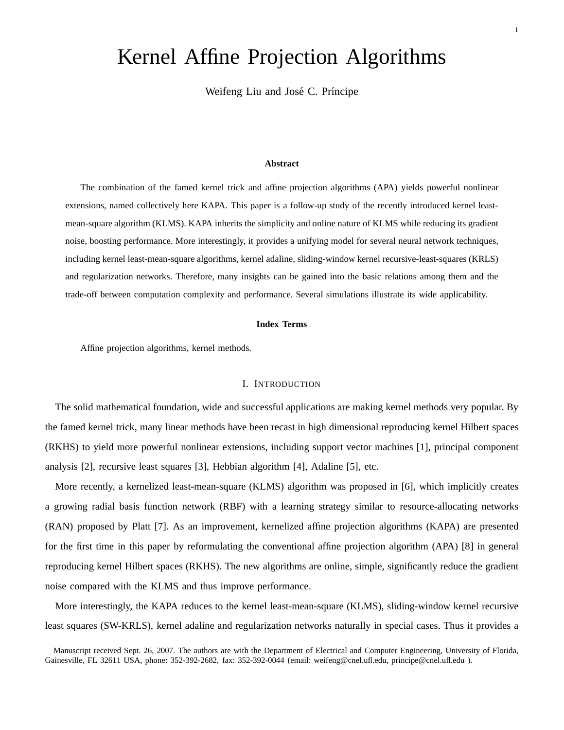# Kernel Affine Projection Algorithms

Weifeng Liu and José C. Príncipe

### Abstract

The combination of the famed kernel trick and affine projection algorithms (APA) yields powerful nonlinear extensions, named collectively here KAPA. This paper is a follow-up study of the recently introduced kernel least-mean-square algorithm (KLMS). KAPA inherits the simplicity and online nature of KLMS while reducing its gradient noise, boosting performance. More interestingly, it provides a unifying model for several neural network techniques, including kernel least-mean-square algorithms, kernel adaline, sliding-window kernel recursive-least-squares (KRLS) and regularization networks. Therefore, many insights can be gained into the basic relations among them and the trade-off between computation complexity and performance. Several simulations illustrate its wide applicability.

### Index Terms

Affine projection algorithms, kernel methods.

## I. Introduction

The solid mathematical foundation, wide and successful applications are making kernel methods very popular. By the famed kernel trick, many linear methods have been recast in high dimensional reproducing kernel Hilbert spaces (RKHS) to yield more powerful nonlinear extensions, including support vector machines [1], principal component analysis [2], recursive least squares [3], Hebbian algorithm [4], Adaline [5], etc.

More recently, a kernelized least-mean-square (KLMS) algorithm was proposed in [6], which implicitly creates a growing radial basis function network (RBF) with a learning strategy similar to resource-allocating networks (RAN) proposed by Platt [7]. As an improvement, kernelized affine projection algorithms (KAPA) are presented for the first time in this paper by reformulating the conventional affine projection algorithm (APA) [8] in general reproducing kernel Hilbert spaces (RKHS). The new algorithms are online, simple, significantly reduce the gradient noise compared with the KLMS and thus improve performance.

More interestingly, the KAPA reduces to the kernel least-mean-square (KLMS), sliding-window kernel recursive least squares (SW-KRLS), kernel adaline and regularization networks naturally in special cases. Thus it provides a

Manuscript received Sept. 26, 2007. The authors are with the Department of Electrical and Computer Engineering, University of Florida, Gainesville, FL 32611 USA, phone: 352-392-2682, fax: 352-392-0044 (email: weifeng@cnel.ufl.edu, principe@cnel.ufl.edu ).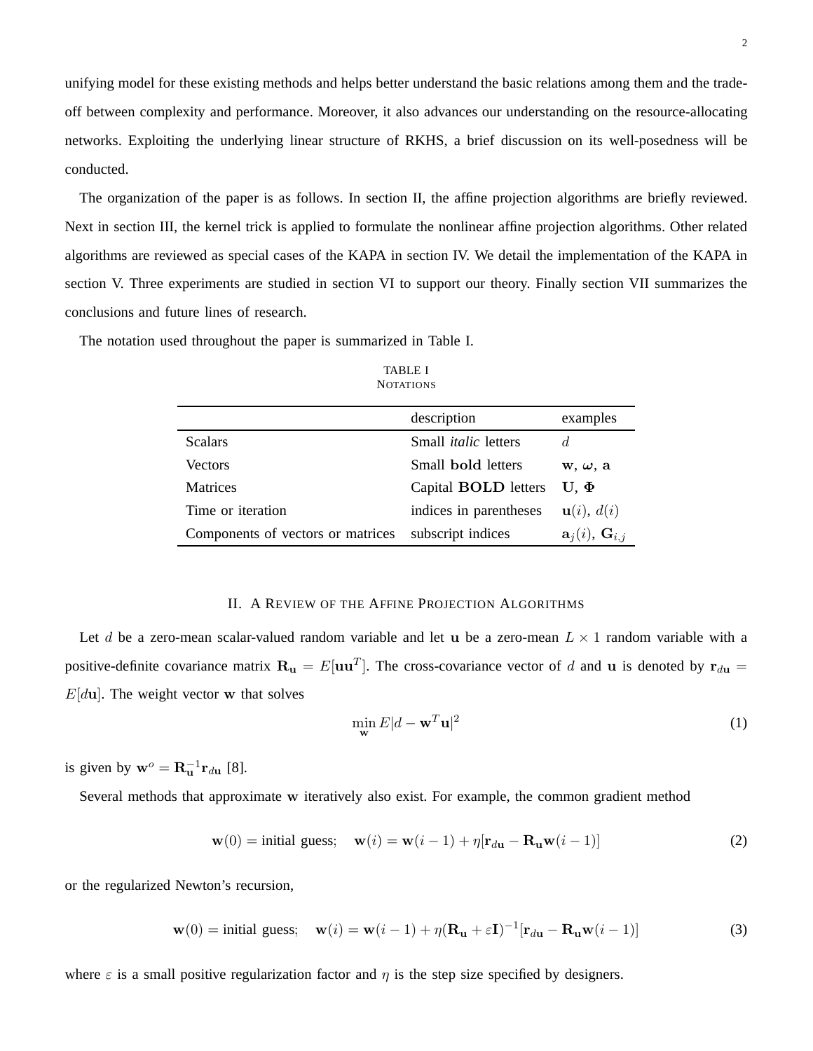unifying model for these existing methods and helps better understand the basic relations among them and the trade-off between complexity and performance. Moreover, it also advances our understanding on the resource-allocating networks. Exploiting the underlying linear structure of RKHS, a brief discussion on its well-posedness will be conducted.

The organization of the paper is as follows. In section II, the affine projection algorithms are briefly reviewed. Next in section III, the kernel trick is applied to formulate the nonlinear affine projection algorithms. Other related algorithms are reviewed as special cases of the KAPA in section IV. We detail the implementation of the KAPA in section V. Three experiments are studied in section VI to support our theory. Finally section VII summarizes the conclusions and future lines of research.

The notation used throughout the paper is summarized in Table I.

TABLE I
NOTATIONS

| | description | examples |
|---|---|---|
| Scalars | Small *italic* letters | $d$ |
| Vectors | Small **bold** letters | $\mathbf{w}$, $\boldsymbol{\omega}$, $\mathbf{a}$ |
| Matrices | Capital **BOLD** letters | $\mathbf{U}$, $\mathbf{\Phi}$ |
| Time or iteration | indices in parentheses | $\mathbf{u}(i)$, $d(i)$ |
| Components of vectors or matrices | subscript indices | $\mathbf{a}_j(i)$, $\mathbf{G}_{i,j}$ |

## II. A Review of the Affine Projection Algorithms

Let $d$ be a zero-mean scalar-valued random variable and let $\mathbf{u}$ be a zero-mean $L \times 1$ random variable with a positive-definite covariance matrix $\mathbf{R_u} = E[\mathbf{u}\mathbf{u}^T]$. The cross-covariance vector of $d$ and $\mathbf{u}$ is denoted by $\mathbf{r}_{d\mathbf{u}} = E[d\mathbf{u}]$. The weight vector $\mathbf{w}$ that solves

$$\min_{\mathbf{w}} E|d - \mathbf{w}^T\mathbf{u}|^2 \tag{1}$$

is given by $\mathbf{w}^o = \mathbf{R}_{\mathbf{u}}^{-1}\mathbf{r}_{d\mathbf{u}}$ [8].

Several methods that approximate $\mathbf{w}$ iteratively also exist. For example, the common gradient method

$$\mathbf{w}(0) = \text{initial guess}; \quad \mathbf{w}(i) = \mathbf{w}(i-1) + \eta[\mathbf{r}_{d\mathbf{u}} - \mathbf{R_u}\mathbf{w}(i-1)] \tag{2}$$

or the regularized Newton's recursion,

$$\mathbf{w}(0) = \text{initial guess}; \quad \mathbf{w}(i) = \mathbf{w}(i-1) + \eta(\mathbf{R_u} + \varepsilon\mathbf{I})^{-1}[\mathbf{r}_{d\mathbf{u}} - \mathbf{R_u}\mathbf{w}(i-1)] \tag{3}$$

where $\varepsilon$ is a small positive regularization factor and $\eta$ is the step size specified by designers.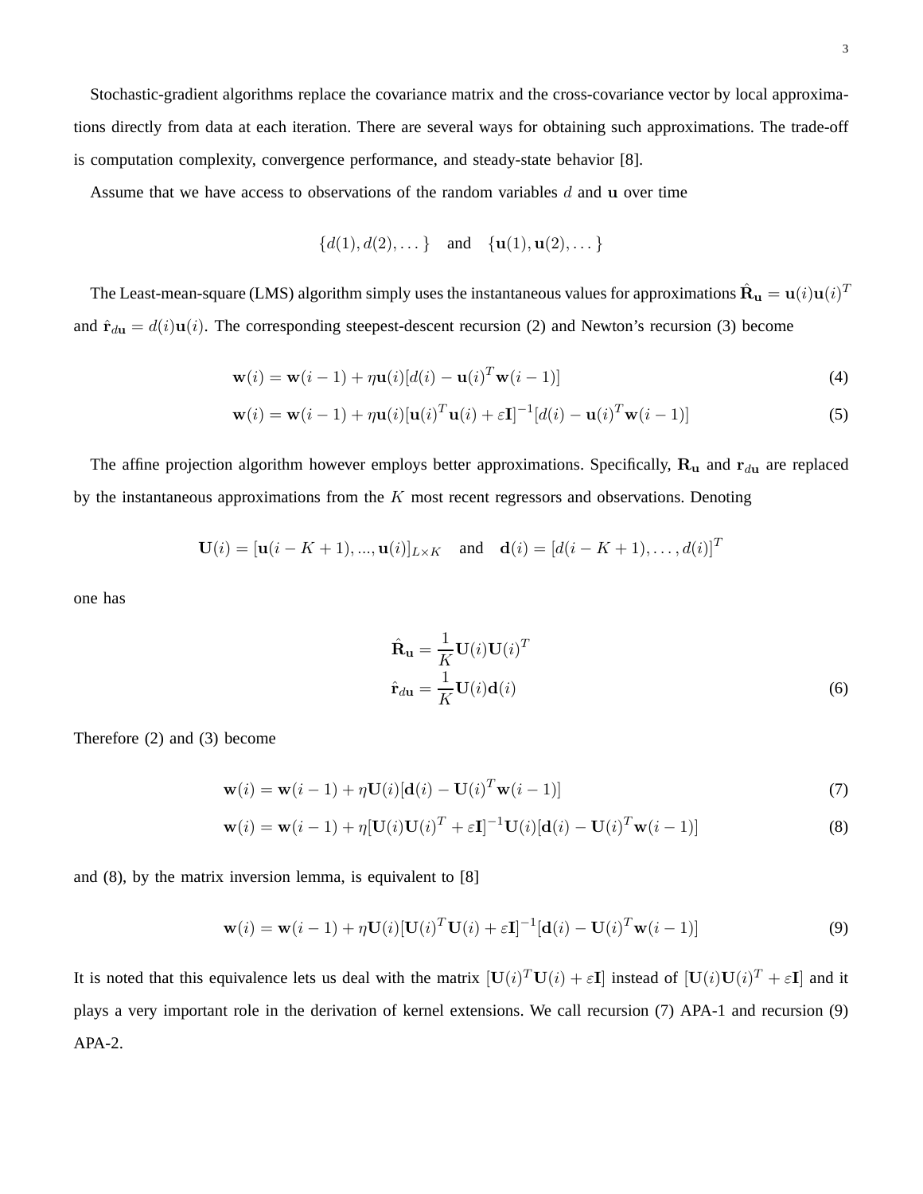Stochastic-gradient algorithms replace the covariance matrix and the cross-covariance vector by local approximations directly from data at each iteration. There are several ways for obtaining such approximations. The trade-off is computation complexity, convergence performance, and steady-state behavior [8].

Assume that we have access to observations of the random variables $d$ and $\mathbf{u}$ over time

$$\{d(1), d(2), \dots\} \quad \text{and} \quad \{\mathbf{u}(1), \mathbf{u}(2), \dots\}$$

The Least-mean-square (LMS) algorithm simply uses the instantaneous values for approximations $\hat{\mathbf{R}}_{\mathbf{u}} = \mathbf{u}(i)\mathbf{u}(i)^T$ and $\hat{\mathbf{r}}_{d\mathbf{u}} = d(i)\mathbf{u}(i)$. The corresponding steepest-descent recursion (2) and Newton's recursion (3) become

$$\mathbf{w}(i) = \mathbf{w}(i-1) + \eta\mathbf{u}(i)[d(i) - \mathbf{u}(i)^T\mathbf{w}(i-1)] \tag{4}$$

$$\mathbf{w}(i) = \mathbf{w}(i-1) + \eta\mathbf{u}(i)[\mathbf{u}(i)^T\mathbf{u}(i) + \varepsilon\mathbf{I}]^{-1}[d(i) - \mathbf{u}(i)^T\mathbf{w}(i-1)] \tag{5}$$

The affine projection algorithm however employs better approximations. Specifically, $\mathbf{R}_{\mathbf{u}}$ and $\mathbf{r}_{d\mathbf{u}}$ are replaced by the instantaneous approximations from the $K$ most recent regressors and observations. Denoting

$$\mathbf{U}(i) = [\mathbf{u}(i-K+1), ..., \mathbf{u}(i)]_{L\times K} \quad \text{and} \quad \mathbf{d}(i) = [d(i-K+1), \dots, d(i)]^T$$

one has

$$\begin{aligned}\hat{\mathbf{R}}_{\mathbf{u}} &= \frac{1}{K}\mathbf{U}(i)\mathbf{U}(i)^T \\ \hat{\mathbf{r}}_{d\mathbf{u}} &= \frac{1}{K}\mathbf{U}(i)\mathbf{d}(i)\end{aligned} \tag{6}$$

Therefore (2) and (3) become

$$\mathbf{w}(i) = \mathbf{w}(i-1) + \eta\mathbf{U}(i)[\mathbf{d}(i) - \mathbf{U}(i)^T\mathbf{w}(i-1)] \tag{7}$$

$$\mathbf{w}(i) = \mathbf{w}(i-1) + \eta[\mathbf{U}(i)\mathbf{U}(i)^T + \varepsilon\mathbf{I}]^{-1}\mathbf{U}(i)[\mathbf{d}(i) - \mathbf{U}(i)^T\mathbf{w}(i-1)] \tag{8}$$

and (8), by the matrix inversion lemma, is equivalent to [8]

$$\mathbf{w}(i) = \mathbf{w}(i-1) + \eta\mathbf{U}(i)[\mathbf{U}(i)^T\mathbf{U}(i) + \varepsilon\mathbf{I}]^{-1}[\mathbf{d}(i) - \mathbf{U}(i)^T\mathbf{w}(i-1)] \tag{9}$$

It is noted that this equivalence lets us deal with the matrix $[\mathbf{U}(i)^T\mathbf{U}(i) + \varepsilon\mathbf{I}]$ instead of $[\mathbf{U}(i)\mathbf{U}(i)^T + \varepsilon\mathbf{I}]$ and it plays a very important role in the derivation of kernel extensions. We call recursion (7) APA-1 and recursion (9) APA-2.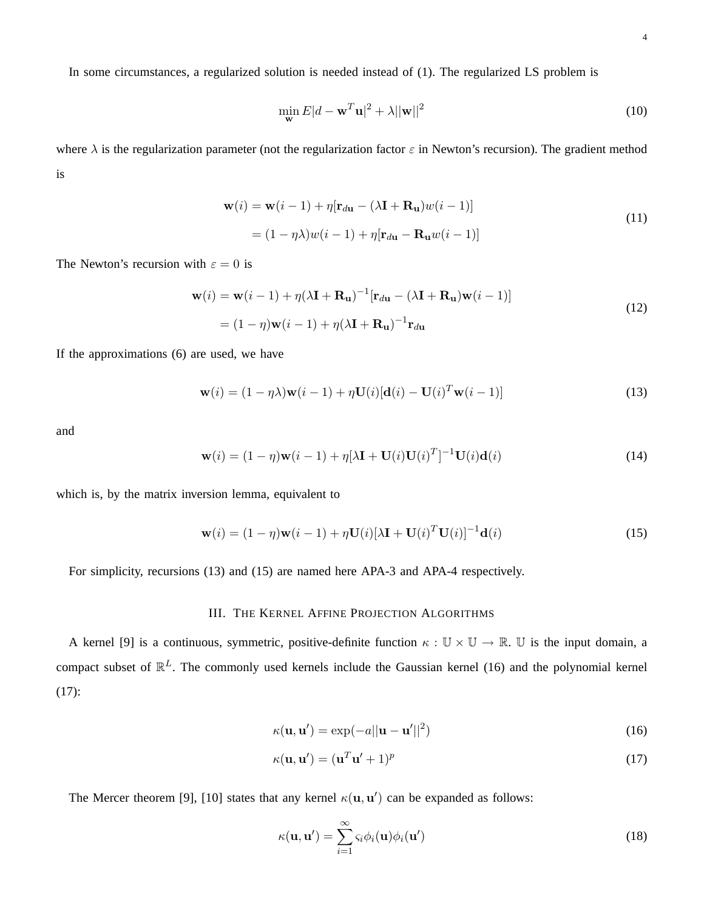In some circumstances, a regularized solution is needed instead of (1). The regularized LS problem is

$$\min_{\mathbf{w}} E|d - \mathbf{w}^T \mathbf{u}|^2 + \lambda ||\mathbf{w}||^2 \tag{10}$$

where $\lambda$ is the regularization parameter (not the regularization factor $\varepsilon$ in Newton's recursion). The gradient method is

$$\begin{aligned}
\mathbf{w}(i) &= \mathbf{w}(i-1) + \eta[\mathbf{r}_{d\mathbf{u}} - (\lambda \mathbf{I} + \mathbf{R}_{\mathbf{u}}) w(i-1)] \\
&= (1 - \eta\lambda) w(i-1) + \eta[\mathbf{r}_{d\mathbf{u}} - \mathbf{R}_{\mathbf{u}} w(i-1)]
\end{aligned} \tag{11}$$

The Newton's recursion with $\varepsilon = 0$ is

$$\begin{aligned}
\mathbf{w}(i) &= \mathbf{w}(i-1) + \eta(\lambda \mathbf{I} + \mathbf{R}_{\mathbf{u}})^{-1}[\mathbf{r}_{d\mathbf{u}} - (\lambda \mathbf{I} + \mathbf{R}_{\mathbf{u}})\mathbf{w}(i-1)] \\
&= (1 - \eta)\mathbf{w}(i-1) + \eta(\lambda \mathbf{I} + \mathbf{R}_{\mathbf{u}})^{-1}\mathbf{r}_{d\mathbf{u}}
\end{aligned} \tag{12}$$

If the approximations (6) are used, we have

$$\mathbf{w}(i) = (1 - \eta\lambda)\mathbf{w}(i-1) + \eta \mathbf{U}(i)[\mathbf{d}(i) - \mathbf{U}(i)^T \mathbf{w}(i-1)] \tag{13}$$

and

$$\mathbf{w}(i) = (1 - \eta)\mathbf{w}(i-1) + \eta[\lambda \mathbf{I} + \mathbf{U}(i)\mathbf{U}(i)^T]^{-1}\mathbf{U}(i)\mathbf{d}(i) \tag{14}$$

which is, by the matrix inversion lemma, equivalent to

$$\mathbf{w}(i) = (1 - \eta)\mathbf{w}(i-1) + \eta \mathbf{U}(i)[\lambda \mathbf{I} + \mathbf{U}(i)^T \mathbf{U}(i)]^{-1}\mathbf{d}(i) \tag{15}$$

For simplicity, recursions (13) and (15) are named here APA-3 and APA-4 respectively.

## III. The Kernel Affine Projection Algorithms

A kernel [9] is a continuous, symmetric, positive-definite function $\kappa : \mathbb{U} \times \mathbb{U} \to \mathbb{R}$. $\mathbb{U}$ is the input domain, a compact subset of $\mathbb{R}^L$. The commonly used kernels include the Gaussian kernel (16) and the polynomial kernel (17):

$$\kappa(\mathbf{u}, \mathbf{u}') = \exp(-a||\mathbf{u} - \mathbf{u}'||^2) \tag{16}$$

$$\kappa(\mathbf{u}, \mathbf{u}') = (\mathbf{u}^T \mathbf{u}' + 1)^p \tag{17}$$

The Mercer theorem [9], [10] states that any kernel $\kappa(\mathbf{u}, \mathbf{u}')$ can be expanded as follows:

$$\kappa(\mathbf{u}, \mathbf{u}') = \sum_{i=1}^{\infty} \varsigma_i \phi_i(\mathbf{u}) \phi_i(\mathbf{u}') \tag{18}$$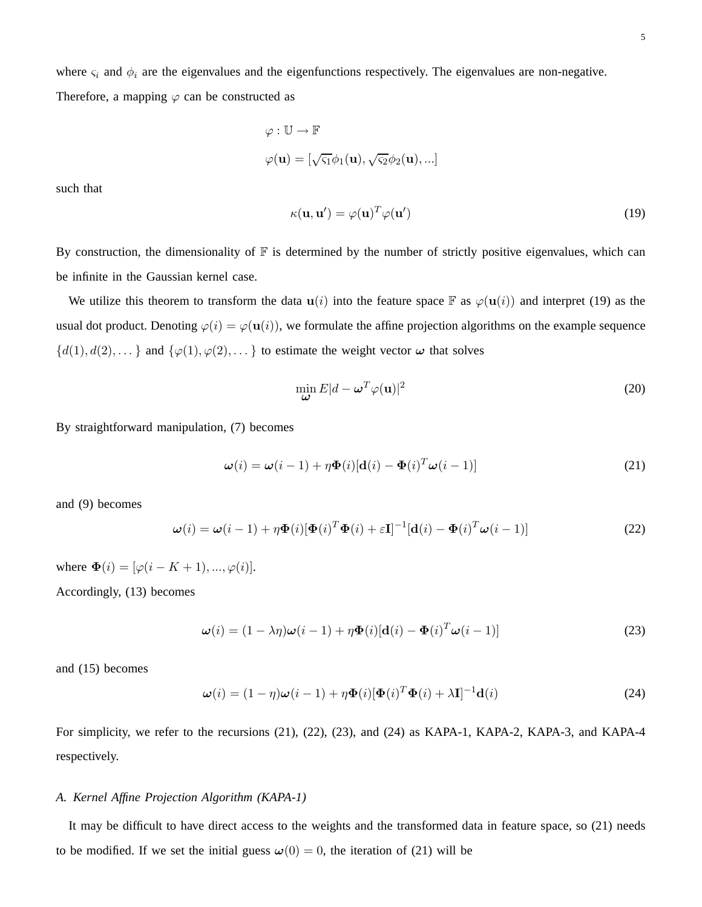where $\varsigma_i$ and $\phi_i$ are the eigenvalues and the eigenfunctions respectively. The eigenvalues are non-negative. Therefore, a mapping $\varphi$ can be constructed as

$$\varphi : \mathbb{U} \rightarrow \mathbb{F}$$

$$\varphi(\mathbf{u}) = [\sqrt{\varsigma_1}\phi_1(\mathbf{u}), \sqrt{\varsigma_2}\phi_2(\mathbf{u}), ...]$$

such that

$$\kappa(\mathbf{u}, \mathbf{u}') = \varphi(\mathbf{u})^T \varphi(\mathbf{u}') \tag{19}$$

By construction, the dimensionality of $\mathbb{F}$ is determined by the number of strictly positive eigenvalues, which can be infinite in the Gaussian kernel case.

We utilize this theorem to transform the data $\mathbf{u}(i)$ into the feature space $\mathbb{F}$ as $\varphi(\mathbf{u}(i))$ and interpret (19) as the usual dot product. Denoting $\varphi(i) = \varphi(\mathbf{u}(i))$, we formulate the affine projection algorithms on the example sequence $\{d(1), d(2), \dots\}$ and $\{\varphi(1), \varphi(2), \dots\}$ to estimate the weight vector $\boldsymbol{\omega}$ that solves

$$\min_{\boldsymbol{\omega}} E|d - \boldsymbol{\omega}^T \varphi(\mathbf{u})|^2 \tag{20}$$

By straightforward manipulation, (7) becomes

$$\boldsymbol{\omega}(i) = \boldsymbol{\omega}(i-1) + \eta \boldsymbol{\Phi}(i)[\mathbf{d}(i) - \boldsymbol{\Phi}(i)^T \boldsymbol{\omega}(i-1)] \tag{21}$$

and (9) becomes

$$\boldsymbol{\omega}(i) = \boldsymbol{\omega}(i-1) + \eta \boldsymbol{\Phi}(i)[\boldsymbol{\Phi}(i)^T \boldsymbol{\Phi}(i) + \varepsilon \mathbf{I}]^{-1}[\mathbf{d}(i) - \boldsymbol{\Phi}(i)^T \boldsymbol{\omega}(i-1)] \tag{22}$$

where $\boldsymbol{\Phi}(i) = [\varphi(i-K+1), ..., \varphi(i)]$.

Accordingly, (13) becomes

$$\boldsymbol{\omega}(i) = (1 - \lambda\eta)\boldsymbol{\omega}(i-1) + \eta \boldsymbol{\Phi}(i)[\mathbf{d}(i) - \boldsymbol{\Phi}(i)^T \boldsymbol{\omega}(i-1)] \tag{23}$$

and (15) becomes

$$\boldsymbol{\omega}(i) = (1 - \eta)\boldsymbol{\omega}(i-1) + \eta \boldsymbol{\Phi}(i)[\boldsymbol{\Phi}(i)^T \boldsymbol{\Phi}(i) + \lambda \mathbf{I}]^{-1} \mathbf{d}(i) \tag{24}$$

For simplicity, we refer to the recursions (21), (22), (23), and (24) as KAPA-1, KAPA-2, KAPA-3, and KAPA-4 respectively.

### *A. Kernel Affine Projection Algorithm (KAPA-1)*

It may be difficult to have direct access to the weights and the transformed data in feature space, so (21) needs to be modified. If we set the initial guess $\boldsymbol{\omega}(0) = 0$, the iteration of (21) will be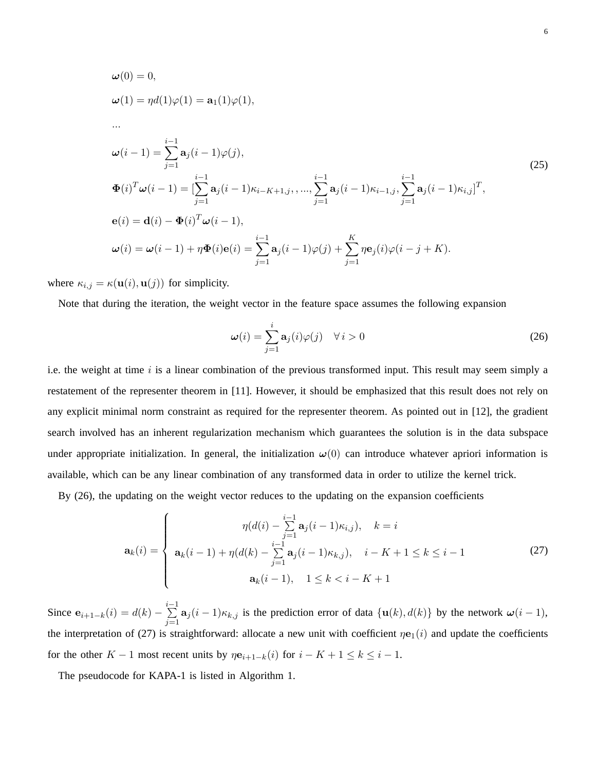$$
\begin{aligned}
&\boldsymbol{\omega}(0) = 0, \\
&\boldsymbol{\omega}(1) = \eta d(1)\varphi(1) = \mathbf{a}_1(1)\varphi(1), \\
&\dots \\
&\boldsymbol{\omega}(i-1) = \sum_{j=1}^{i-1} \mathbf{a}_j(i-1)\varphi(j), \\
&\boldsymbol{\Phi}(i)^T\boldsymbol{\omega}(i-1) = [\sum_{j=1}^{i-1} \mathbf{a}_j(i-1)\kappa_{i-K+1,j}, , ..., \sum_{j=1}^{i-1} \mathbf{a}_j(i-1)\kappa_{i-1,j}, \sum_{j=1}^{i-1} \mathbf{a}_j(i-1)\kappa_{i,j}]^T, \\
&\mathbf{e}(i) = \mathbf{d}(i) - \boldsymbol{\Phi}(i)^T\boldsymbol{\omega}(i-1), \\
&\boldsymbol{\omega}(i) = \boldsymbol{\omega}(i-1) + \eta\boldsymbol{\Phi}(i)\mathbf{e}(i) = \sum_{j=1}^{i-1} \mathbf{a}_j(i-1)\varphi(j) + \sum_{j=1}^{K} \eta\mathbf{e}_j(i)\varphi(i-j+K).
\end{aligned}
\tag{25}
$$

where $\kappa_{i,j} = \kappa(\mathbf{u}(i), \mathbf{u}(j))$ for simplicity.

Note that during the iteration, the weight vector in the feature space assumes the following expansion

$$
\boldsymbol{\omega}(i) = \sum_{j=1}^{i} \mathbf{a}_j(i)\varphi(j) \quad \forall\, i > 0 \tag{26}
$$

i.e. the weight at time $i$ is a linear combination of the previous transformed input. This result may seem simply a restatement of the representer theorem in [11]. However, it should be emphasized that this result does not rely on any explicit minimal norm constraint as required for the representer theorem. As pointed out in [12], the gradient search involved has an inherent regularization mechanism which guarantees the solution is in the data subspace under appropriate initialization. In general, the initialization $\boldsymbol{\omega}(0)$ can introduce whatever apriori information is available, which can be any linear combination of any transformed data in order to utilize the kernel trick.

By (26), the updating on the weight vector reduces to the updating on the expansion coefficients

$$
\mathbf{a}_k(i) = \begin{cases} \eta(d(i) - \sum\limits_{j=1}^{i-1} \mathbf{a}_j(i-1)\kappa_{i,j}), \quad k = i \\ \mathbf{a}_k(i-1) + \eta(d(k) - \sum\limits_{j=1}^{i-1} \mathbf{a}_j(i-1)\kappa_{k,j}), \quad i-K+1 \le k \le i-1 \\ \mathbf{a}_k(i-1), \quad 1 \le k < i-K+1 \end{cases} \tag{27}
$$

Since $\mathbf{e}_{i+1-k}(i) = d(k) - \sum\limits_{j=1}^{i-1} \mathbf{a}_j(i-1)\kappa_{k,j}$ is the prediction error of data $\{\mathbf{u}(k), d(k)\}$ by the network $\boldsymbol{\omega}(i-1)$, the interpretation of (27) is straightforward: allocate a new unit with coefficient $\eta\mathbf{e}_1(i)$ and update the coefficients for the other $K-1$ most recent units by $\eta\mathbf{e}_{i+1-k}(i)$ for $i-K+1 \le k \le i-1$.

The pseudocode for KAPA-1 is listed in Algorithm 1.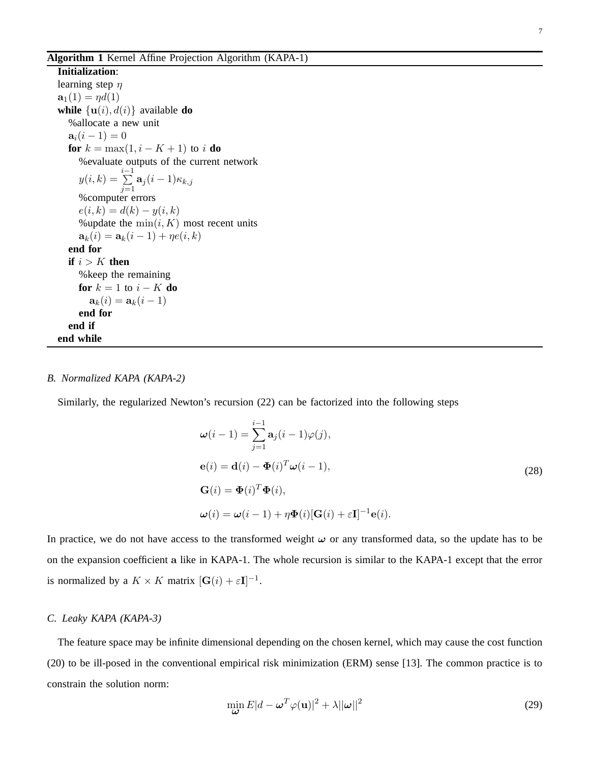**Algorithm 1** Kernel Affine Projection Algorithm (KAPA-1)

```
Initialization:
learning step η
a_1(1) = η d(1)
while {u(i), d(i)} available do
    %allocate a new unit
    a_i(i − 1) = 0
    for k = max(1, i − K + 1) to i do
        %evaluate outputs of the current network
        y(i, k) = Σ_{j=1}^{i−1} a_j(i − 1) κ_{k,j}
        %computer errors
        e(i, k) = d(k) − y(i, k)
        %update the min(i, K) most recent units
        a_k(i) = a_k(i − 1) + η e(i, k)
    end for
    if i > K then
        %keep the remaining
        for k = 1 to i − K do
            a_k(i) = a_k(i − 1)
        end for
    end if
end while
```

### B. Normalized KAPA (KAPA-2)

Similarly, the regularized Newton's recursion (22) can be factorized into the following steps

$$
\begin{aligned}
\boldsymbol{\omega}(i-1) &= \sum_{j=1}^{i-1} \mathbf{a}_j(i-1)\varphi(j), \\
\mathbf{e}(i) &= \mathbf{d}(i) - \boldsymbol{\Phi}(i)^T \boldsymbol{\omega}(i-1), \\
\mathbf{G}(i) &= \boldsymbol{\Phi}(i)^T \boldsymbol{\Phi}(i), \\
\boldsymbol{\omega}(i) &= \boldsymbol{\omega}(i-1) + \eta \boldsymbol{\Phi}(i)[\mathbf{G}(i) + \varepsilon \mathbf{I}]^{-1}\mathbf{e}(i).
\end{aligned}
\tag{28}
$$

In practice, we do not have access to the transformed weight $\boldsymbol{\omega}$ or any transformed data, so the update has to be on the expansion coefficient $\mathbf{a}$ like in KAPA-1. The whole recursion is similar to the KAPA-1 except that the error is normalized by a $K \times K$ matrix $[\mathbf{G}(i) + \varepsilon \mathbf{I}]^{-1}$.

### C. Leaky KAPA (KAPA-3)

The feature space may be infinite dimensional depending on the chosen kernel, which may cause the cost function (20) to be ill-posed in the conventional empirical risk minimization (ERM) sense [13]. The common practice is to constrain the solution norm:

$$
\min_{\boldsymbol{\omega}} E|d - \boldsymbol{\omega}^T \varphi(\mathbf{u})|^2 + \lambda ||\boldsymbol{\omega}||^2 \tag{29}
$$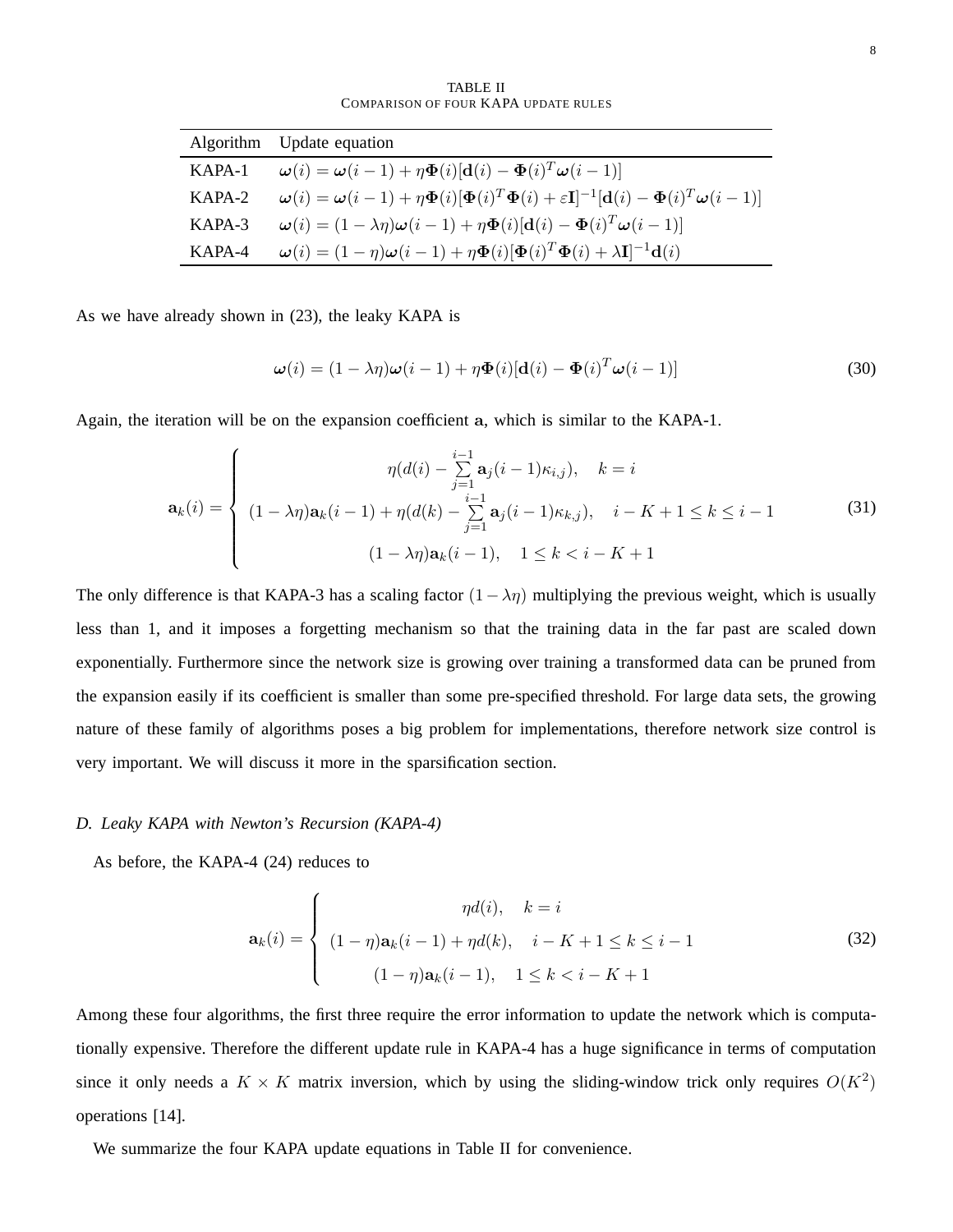TABLE II
COMPARISON OF FOUR KAPA UPDATE RULES

| Algorithm | Update equation |
|---|---|
| KAPA-1 | $\boldsymbol{\omega}(i) = \boldsymbol{\omega}(i-1) + \eta \boldsymbol{\Phi}(i)[\mathbf{d}(i) - \boldsymbol{\Phi}(i)^T \boldsymbol{\omega}(i-1)]$ |
| KAPA-2 | $\boldsymbol{\omega}(i) = \boldsymbol{\omega}(i-1) + \eta \boldsymbol{\Phi}(i)[\boldsymbol{\Phi}(i)^T \boldsymbol{\Phi}(i) + \varepsilon \mathbf{I}]^{-1}[\mathbf{d}(i) - \boldsymbol{\Phi}(i)^T \boldsymbol{\omega}(i-1)]$ |
| KAPA-3 | $\boldsymbol{\omega}(i) = (1 - \lambda\eta)\boldsymbol{\omega}(i-1) + \eta \boldsymbol{\Phi}(i)[\mathbf{d}(i) - \boldsymbol{\Phi}(i)^T \boldsymbol{\omega}(i-1)]$ |
| KAPA-4 | $\boldsymbol{\omega}(i) = (1 - \eta)\boldsymbol{\omega}(i-1) + \eta \boldsymbol{\Phi}(i)[\boldsymbol{\Phi}(i)^T \boldsymbol{\Phi}(i) + \lambda \mathbf{I}]^{-1}\mathbf{d}(i)$ |

As we have already shown in (23), the leaky KAPA is

$$\boldsymbol{\omega}(i) = (1 - \lambda\eta)\boldsymbol{\omega}(i-1) + \eta \boldsymbol{\Phi}(i)[\mathbf{d}(i) - \boldsymbol{\Phi}(i)^T \boldsymbol{\omega}(i-1)] \tag{30}$$

Again, the iteration will be on the expansion coefficient $\mathbf{a}$, which is similar to the KAPA-1.

$$\mathbf{a}_k(i) = \begin{cases} \eta(d(i) - \sum_{j=1}^{i-1} \mathbf{a}_j(i-1)\kappa_{i,j}), \quad k = i \\ (1-\lambda\eta)\mathbf{a}_k(i-1) + \eta(d(k) - \sum_{j=1}^{i-1} \mathbf{a}_j(i-1)\kappa_{k,j}), \quad i-K+1 \le k \le i-1 \\ (1-\lambda\eta)\mathbf{a}_k(i-1), \quad 1 \le k < i-K+1 \end{cases} \tag{31}$$

The only difference is that KAPA-3 has a scaling factor $(1 - \lambda\eta)$ multiplying the previous weight, which is usually less than 1, and it imposes a forgetting mechanism so that the training data in the far past are scaled down exponentially. Furthermore since the network size is growing over training a transformed data can be pruned from the expansion easily if its coefficient is smaller than some pre-specified threshold. For large data sets, the growing nature of these family of algorithms poses a big problem for implementations, therefore network size control is very important. We will discuss it more in the sparsification section.

### *D. Leaky KAPA with Newton's Recursion (KAPA-4)*

As before, the KAPA-4 (24) reduces to

$$\mathbf{a}_k(i) = \begin{cases} \eta d(i), \quad k = i \\ (1-\eta)\mathbf{a}_k(i-1) + \eta d(k), \quad i-K+1 \le k \le i-1 \\ (1-\eta)\mathbf{a}_k(i-1), \quad 1 \le k < i-K+1 \end{cases} \tag{32}$$

Among these four algorithms, the first three require the error information to update the network which is computationally expensive. Therefore the different update rule in KAPA-4 has a huge significance in terms of computation since it only needs a $K \times K$ matrix inversion, which by using the sliding-window trick only requires $O(K^2)$ operations [14].

We summarize the four KAPA update equations in Table II for convenience.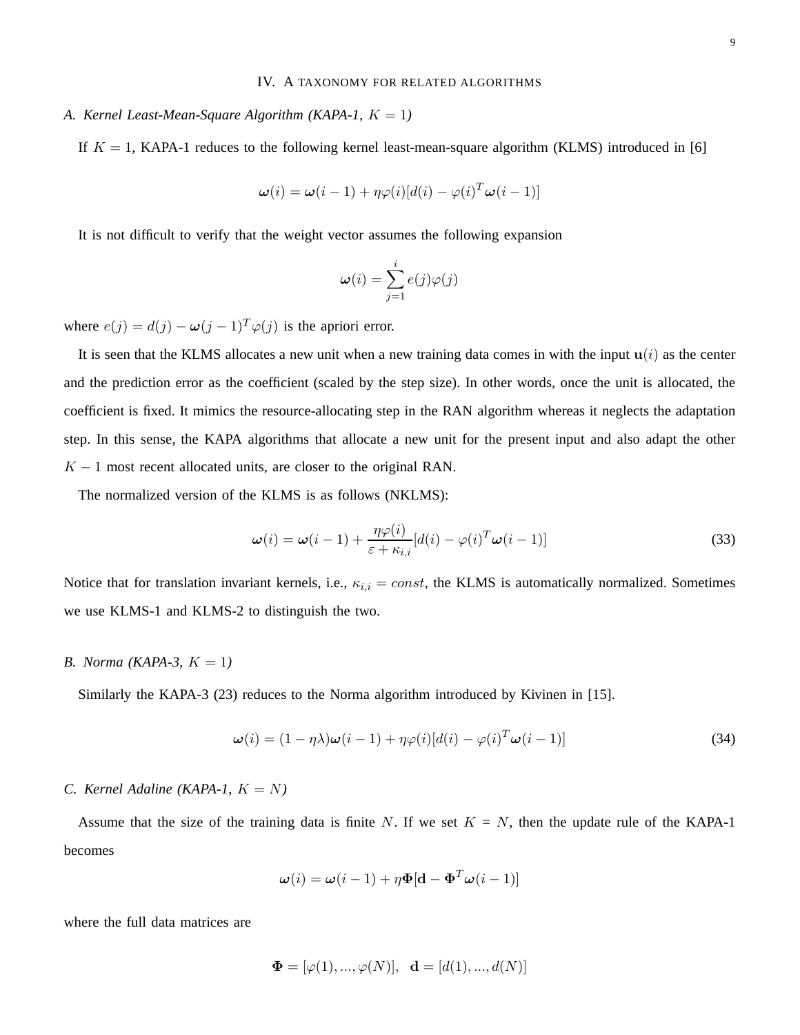## IV. A TAXONOMY FOR RELATED ALGORITHMS

### *A. Kernel Least-Mean-Square Algorithm (KAPA-1, $K = 1$)*

If $K = 1$, KAPA-1 reduces to the following kernel least-mean-square algorithm (KLMS) introduced in [6]

$$\boldsymbol{\omega}(i) = \boldsymbol{\omega}(i-1) + \eta\varphi(i)[d(i) - \varphi(i)^T\boldsymbol{\omega}(i-1)]$$

It is not difficult to verify that the weight vector assumes the following expansion

$$\boldsymbol{\omega}(i) = \sum_{j=1}^{i} e(j)\varphi(j)$$

where $e(j) = d(j) - \boldsymbol{\omega}(j-1)^T\varphi(j)$ is the apriori error.

It is seen that the KLMS allocates a new unit when a new training data comes in with the input $\mathbf{u}(i)$ as the center and the prediction error as the coefficient (scaled by the step size). In other words, once the unit is allocated, the coefficient is fixed. It mimics the resource-allocating step in the RAN algorithm whereas it neglects the adaptation step. In this sense, the KAPA algorithms that allocate a new unit for the present input and also adapt the other $K-1$ most recent allocated units, are closer to the original RAN.

The normalized version of the KLMS is as follows (NKLMS):

$$\boldsymbol{\omega}(i) = \boldsymbol{\omega}(i-1) + \frac{\eta\varphi(i)}{\varepsilon + \kappa_{i,i}}[d(i) - \varphi(i)^T\boldsymbol{\omega}(i-1)] \tag{33}$$

Notice that for translation invariant kernels, i.e., $\kappa_{i,i} = const$, the KLMS is automatically normalized. Sometimes we use KLMS-1 and KLMS-2 to distinguish the two.

### *B. Norma (KAPA-3, $K = 1$)*

Similarly the KAPA-3 (23) reduces to the Norma algorithm introduced by Kivinen in [15].

$$\boldsymbol{\omega}(i) = (1 - \eta\lambda)\boldsymbol{\omega}(i-1) + \eta\varphi(i)[d(i) - \varphi(i)^T\boldsymbol{\omega}(i-1)] \tag{34}$$

### *C. Kernel Adaline (KAPA-1, $K = N$)*

Assume that the size of the training data is finite $N$. If we set $K = N$, then the update rule of the KAPA-1 becomes

$$\boldsymbol{\omega}(i) = \boldsymbol{\omega}(i-1) + \eta\boldsymbol{\Phi}[\mathbf{d} - \boldsymbol{\Phi}^T\boldsymbol{\omega}(i-1)]$$

where the full data matrices are

$$\boldsymbol{\Phi} = [\varphi(1), ..., \varphi(N)], \quad \mathbf{d} = [d(1), ..., d(N)]$$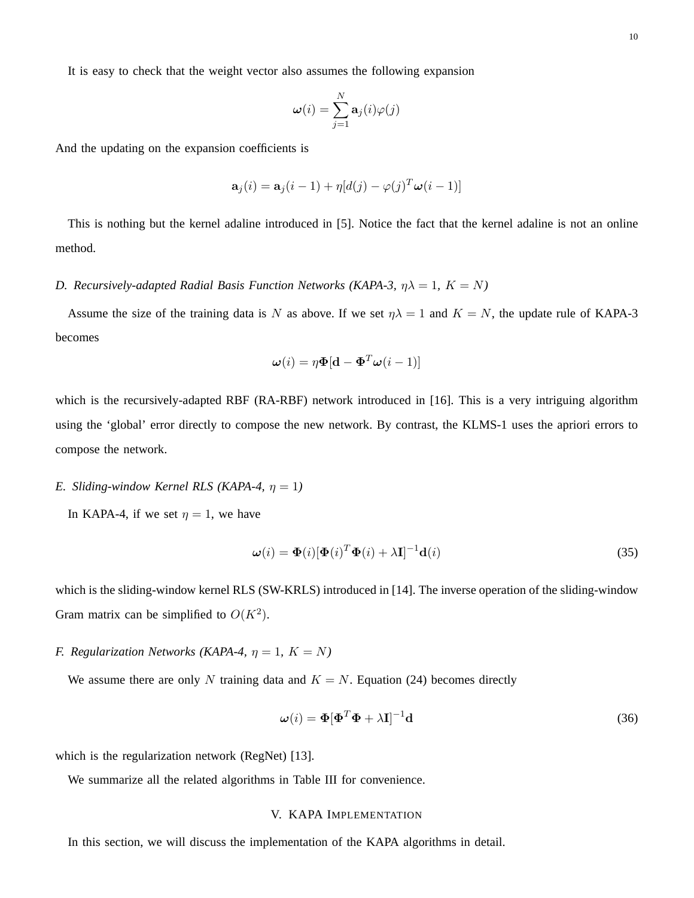It is easy to check that the weight vector also assumes the following expansion

$$\boldsymbol{\omega}(i) = \sum_{j=1}^{N} \mathbf{a}_j(i)\varphi(j)$$

And the updating on the expansion coefficients is

$$\mathbf{a}_j(i) = \mathbf{a}_j(i-1) + \eta[d(j) - \varphi(j)^T \boldsymbol{\omega}(i-1)]$$

This is nothing but the kernel adaline introduced in [5]. Notice the fact that the kernel adaline is not an online method.

### D. Recursively-adapted Radial Basis Function Networks (KAPA-3, $\eta\lambda = 1$, $K = N$)

Assume the size of the training data is $N$ as above. If we set $\eta\lambda = 1$ and $K = N$, the update rule of KAPA-3 becomes

$$\boldsymbol{\omega}(i) = \eta \boldsymbol{\Phi}[\mathbf{d} - \boldsymbol{\Phi}^T \boldsymbol{\omega}(i-1)]$$

which is the recursively-adapted RBF (RA-RBF) network introduced in [16]. This is a very intriguing algorithm using the 'global' error directly to compose the new network. By contrast, the KLMS-1 uses the apriori errors to compose the network.

### E. Sliding-window Kernel RLS (KAPA-4, $\eta = 1$)

In KAPA-4, if we set $\eta = 1$, we have

$$\boldsymbol{\omega}(i) = \boldsymbol{\Phi}(i)[\boldsymbol{\Phi}(i)^T \boldsymbol{\Phi}(i) + \lambda \mathbf{I}]^{-1} \mathbf{d}(i) \tag{35}$$

which is the sliding-window kernel RLS (SW-KRLS) introduced in [14]. The inverse operation of the sliding-window Gram matrix can be simplified to $O(K^2)$.

### F. Regularization Networks (KAPA-4, $\eta = 1$, $K = N$)

We assume there are only $N$ training data and $K = N$. Equation (24) becomes directly

$$\boldsymbol{\omega}(i) = \boldsymbol{\Phi}[\boldsymbol{\Phi}^T \boldsymbol{\Phi} + \lambda \mathbf{I}]^{-1} \mathbf{d} \tag{36}$$

which is the regularization network (RegNet) [13].

We summarize all the related algorithms in Table III for convenience.

## V. KAPA Implementation

In this section, we will discuss the implementation of the KAPA algorithms in detail.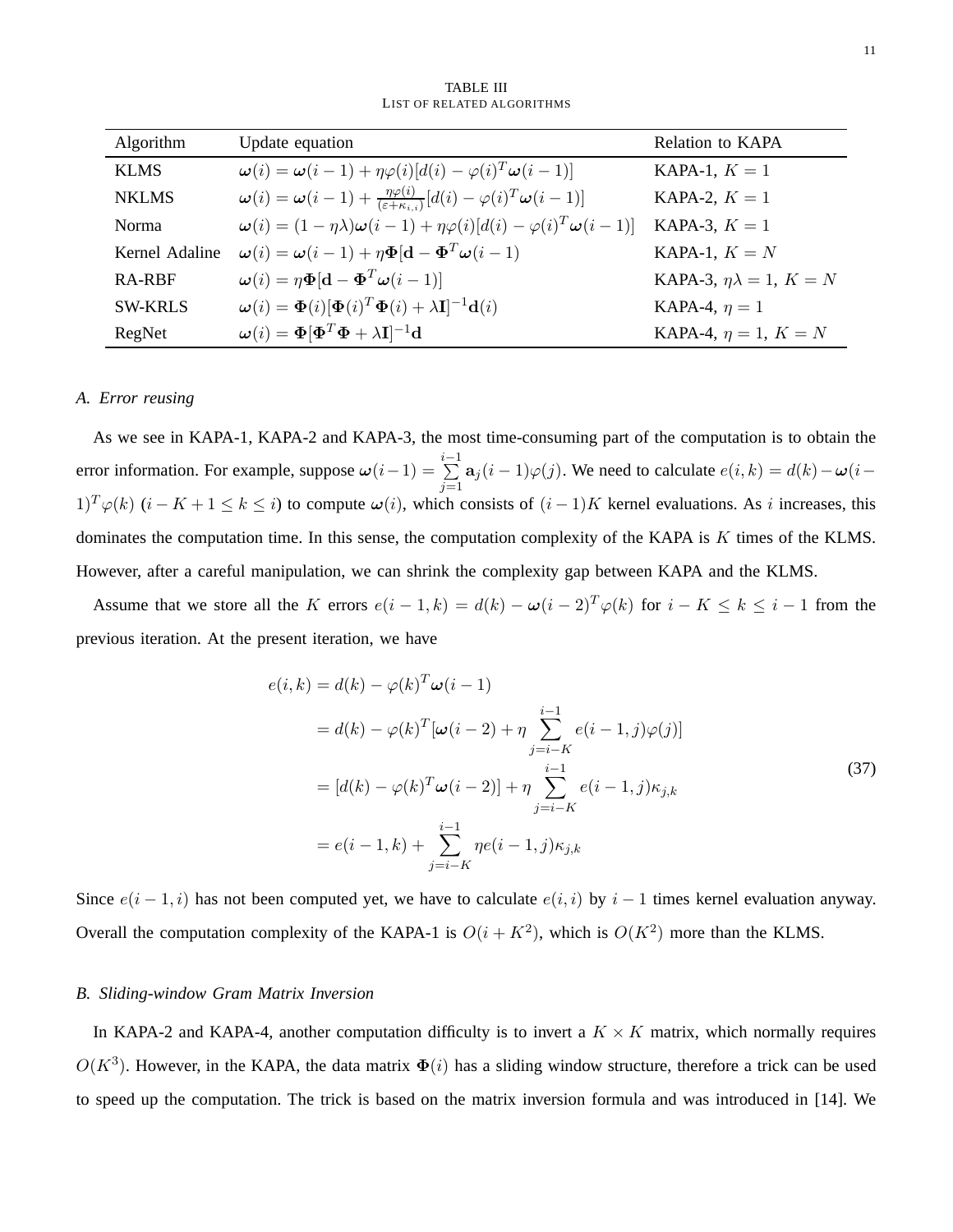TABLE III
LIST OF RELATED ALGORITHMS

| Algorithm | Update equation | Relation to KAPA |
| --- | --- | --- |
| KLMS | $\boldsymbol{\omega}(i) = \boldsymbol{\omega}(i-1) + \eta\varphi(i)[d(i) - \varphi(i)^T\boldsymbol{\omega}(i-1)]$ | KAPA-1, $K = 1$ |
| NKLMS | $\boldsymbol{\omega}(i) = \boldsymbol{\omega}(i-1) + \frac{\eta\varphi(i)}{(\varepsilon+\kappa_{i,i})}[d(i) - \varphi(i)^T\boldsymbol{\omega}(i-1)]$ | KAPA-2, $K = 1$ |
| Norma | $\boldsymbol{\omega}(i) = (1-\eta\lambda)\boldsymbol{\omega}(i-1) + \eta\varphi(i)[d(i) - \varphi(i)^T\boldsymbol{\omega}(i-1)]$ | KAPA-3, $K = 1$ |
| Kernel Adaline | $\boldsymbol{\omega}(i) = \boldsymbol{\omega}(i-1) + \eta\mathbf{\Phi}[\mathbf{d} - \mathbf{\Phi}^T\boldsymbol{\omega}(i-1)$ | KAPA-1, $K = N$ |
| RA-RBF | $\boldsymbol{\omega}(i) = \eta\mathbf{\Phi}[\mathbf{d} - \mathbf{\Phi}^T\boldsymbol{\omega}(i-1)]$ | KAPA-3, $\eta\lambda = 1$, $K = N$ |
| SW-KRLS | $\boldsymbol{\omega}(i) = \mathbf{\Phi}(i)[\mathbf{\Phi}(i)^T\mathbf{\Phi}(i) + \lambda\mathbf{I}]^{-1}\mathbf{d}(i)$ | KAPA-4, $\eta = 1$ |
| RegNet | $\boldsymbol{\omega}(i) = \mathbf{\Phi}[\mathbf{\Phi}^T\mathbf{\Phi} + \lambda\mathbf{I}]^{-1}\mathbf{d}$ | KAPA-4, $\eta = 1$, $K = N$ |

### *A. Error reusing*

As we see in KAPA-1, KAPA-2 and KAPA-3, the most time-consuming part of the computation is to obtain the error information. For example, suppose $\boldsymbol{\omega}(i-1) = \sum_{j=1}^{i-1} \mathbf{a}_j(i-1)\varphi(j)$. We need to calculate $e(i,k) = d(k) - \boldsymbol{\omega}(i-1)^T\varphi(k)$ $(i-K+1 \le k \le i)$ to compute $\boldsymbol{\omega}(i)$, which consists of $(i-1)K$ kernel evaluations. As $i$ increases, this dominates the computation time. In this sense, the computation complexity of the KAPA is $K$ times of the KLMS. However, after a careful manipulation, we can shrink the complexity gap between KAPA and the KLMS.

Assume that we store all the $K$ errors $e(i-1,k) = d(k) - \boldsymbol{\omega}(i-2)^T\varphi(k)$ for $i-K \le k \le i-1$ from the previous iteration. At the present iteration, we have

$$
\begin{aligned}
e(i,k) &= d(k) - \varphi(k)^T\boldsymbol{\omega}(i-1) \\
&= d(k) - \varphi(k)^T[\boldsymbol{\omega}(i-2) + \eta\sum_{j=i-K}^{i-1} e(i-1,j)\varphi(j)] \\
&= [d(k) - \varphi(k)^T\boldsymbol{\omega}(i-2)] + \eta\sum_{j=i-K}^{i-1} e(i-1,j)\kappa_{j,k} \\
&= e(i-1,k) + \sum_{j=i-K}^{i-1} \eta e(i-1,j)\kappa_{j,k}
\end{aligned}
\tag{37}
$$

Since $e(i-1,i)$ has not been computed yet, we have to calculate $e(i,i)$ by $i-1$ times kernel evaluation anyway. Overall the computation complexity of the KAPA-1 is $O(i+K^2)$, which is $O(K^2)$ more than the KLMS.

### *B. Sliding-window Gram Matrix Inversion*

In KAPA-2 and KAPA-4, another computation difficulty is to invert a $K \times K$ matrix, which normally requires $O(K^3)$. However, in the KAPA, the data matrix $\mathbf{\Phi}(i)$ has a sliding window structure, therefore a trick can be used to speed up the computation. The trick is based on the matrix inversion formula and was introduced in [14]. We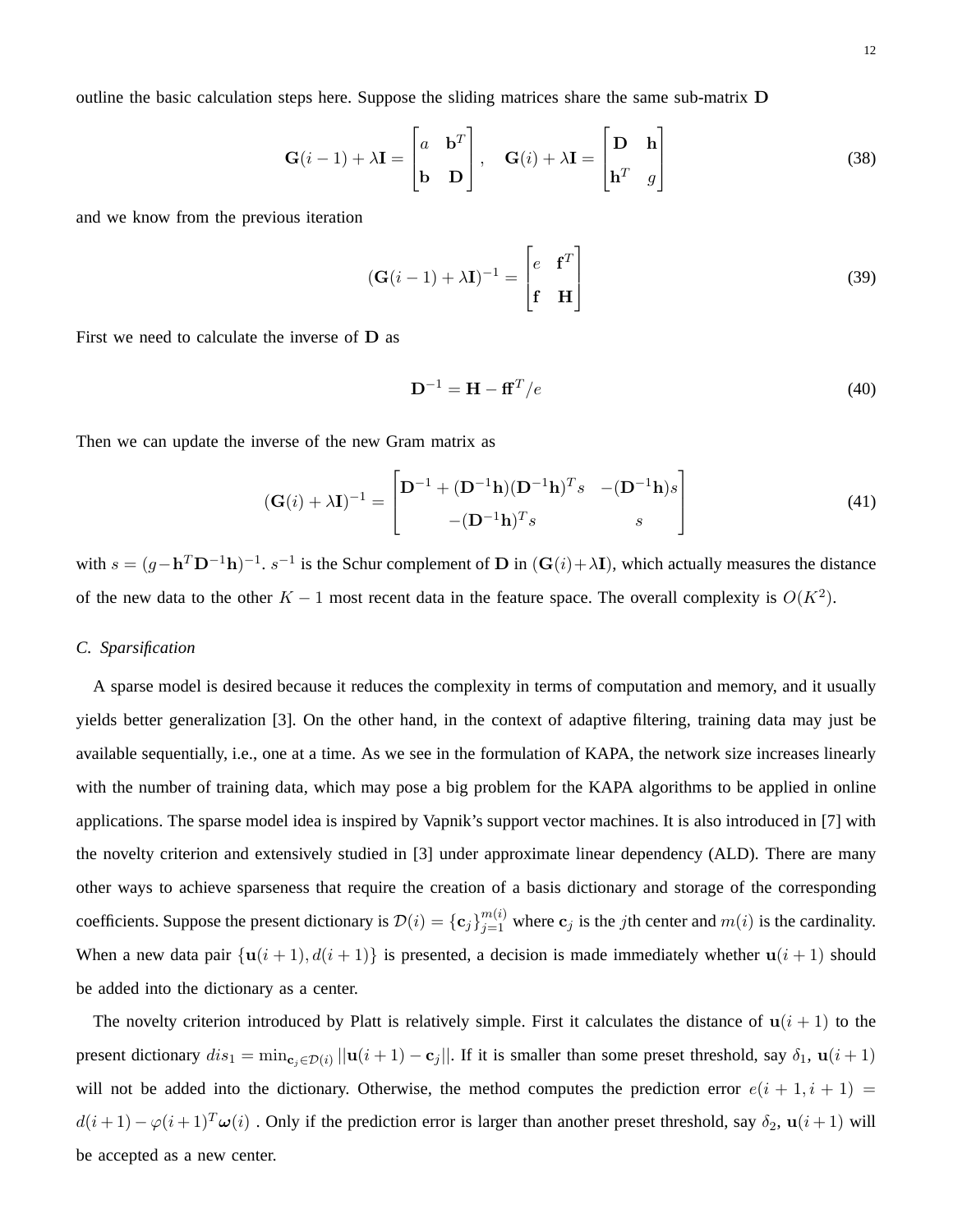outline the basic calculation steps here. Suppose the sliding matrices share the same sub-matrix $\mathbf{D}$

$$
\mathbf{G}(i-1)+\lambda\mathbf{I}=\begin{bmatrix} a & \mathbf{b}^T \\ \mathbf{b} & \mathbf{D} \end{bmatrix}, \quad \mathbf{G}(i)+\lambda\mathbf{I}=\begin{bmatrix} \mathbf{D} & \mathbf{h} \\ \mathbf{h}^T & g \end{bmatrix} \tag{38}
$$

and we know from the previous iteration

$$
(\mathbf{G}(i-1)+\lambda\mathbf{I})^{-1}=\begin{bmatrix} e & \mathbf{f}^T \\ \mathbf{f} & \mathbf{H} \end{bmatrix} \tag{39}
$$

First we need to calculate the inverse of $\mathbf{D}$ as

$$
\mathbf{D}^{-1}=\mathbf{H}-\mathbf{f}\mathbf{f}^T/e \tag{40}
$$

Then we can update the inverse of the new Gram matrix as

$$
(\mathbf{G}(i)+\lambda\mathbf{I})^{-1}=\begin{bmatrix} \mathbf{D}^{-1}+(\mathbf{D}^{-1}\mathbf{h})(\mathbf{D}^{-1}\mathbf{h})^T s & -(\mathbf{D}^{-1}\mathbf{h})s \\ -(\mathbf{D}^{-1}\mathbf{h})^T s & s \end{bmatrix} \tag{41}
$$

with $s=(g-\mathbf{h}^T\mathbf{D}^{-1}\mathbf{h})^{-1}$. $s^{-1}$ is the Schur complement of $\mathbf{D}$ in $(\mathbf{G}(i)+\lambda\mathbf{I})$, which actually measures the distance of the new data to the other $K-1$ most recent data in the feature space. The overall complexity is $O(K^2)$.

### C. Sparsification

A sparse model is desired because it reduces the complexity in terms of computation and memory, and it usually yields better generalization [3]. On the other hand, in the context of adaptive filtering, training data may just be available sequentially, i.e., one at a time. As we see in the formulation of KAPA, the network size increases linearly with the number of training data, which may pose a big problem for the KAPA algorithms to be applied in online applications. The sparse model idea is inspired by Vapnik's support vector machines. It is also introduced in [7] with the novelty criterion and extensively studied in [3] under approximate linear dependency (ALD). There are many other ways to achieve sparseness that require the creation of a basis dictionary and storage of the corresponding coefficients. Suppose the present dictionary is $\mathcal{D}(i)=\{\mathbf{c}_j\}_{j=1}^{m(i)}$ where $\mathbf{c}_j$ is the $j$th center and $m(i)$ is the cardinality. When a new data pair $\{\mathbf{u}(i+1), d(i+1)\}$ is presented, a decision is made immediately whether $\mathbf{u}(i+1)$ should be added into the dictionary as a center.

The novelty criterion introduced by Platt is relatively simple. First it calculates the distance of $\mathbf{u}(i+1)$ to the present dictionary $dis_1=\min_{\mathbf{c}_j\in\mathcal{D}(i)}||\mathbf{u}(i+1)-\mathbf{c}_j||$. If it is smaller than some preset threshold, say $\delta_1$, $\mathbf{u}(i+1)$ will not be added into the dictionary. Otherwise, the method computes the prediction error $e(i+1,i+1)=d(i+1)-\varphi(i+1)^T\boldsymbol{\omega}(i)$ . Only if the prediction error is larger than another preset threshold, say $\delta_2$, $\mathbf{u}(i+1)$ will be accepted as a new center.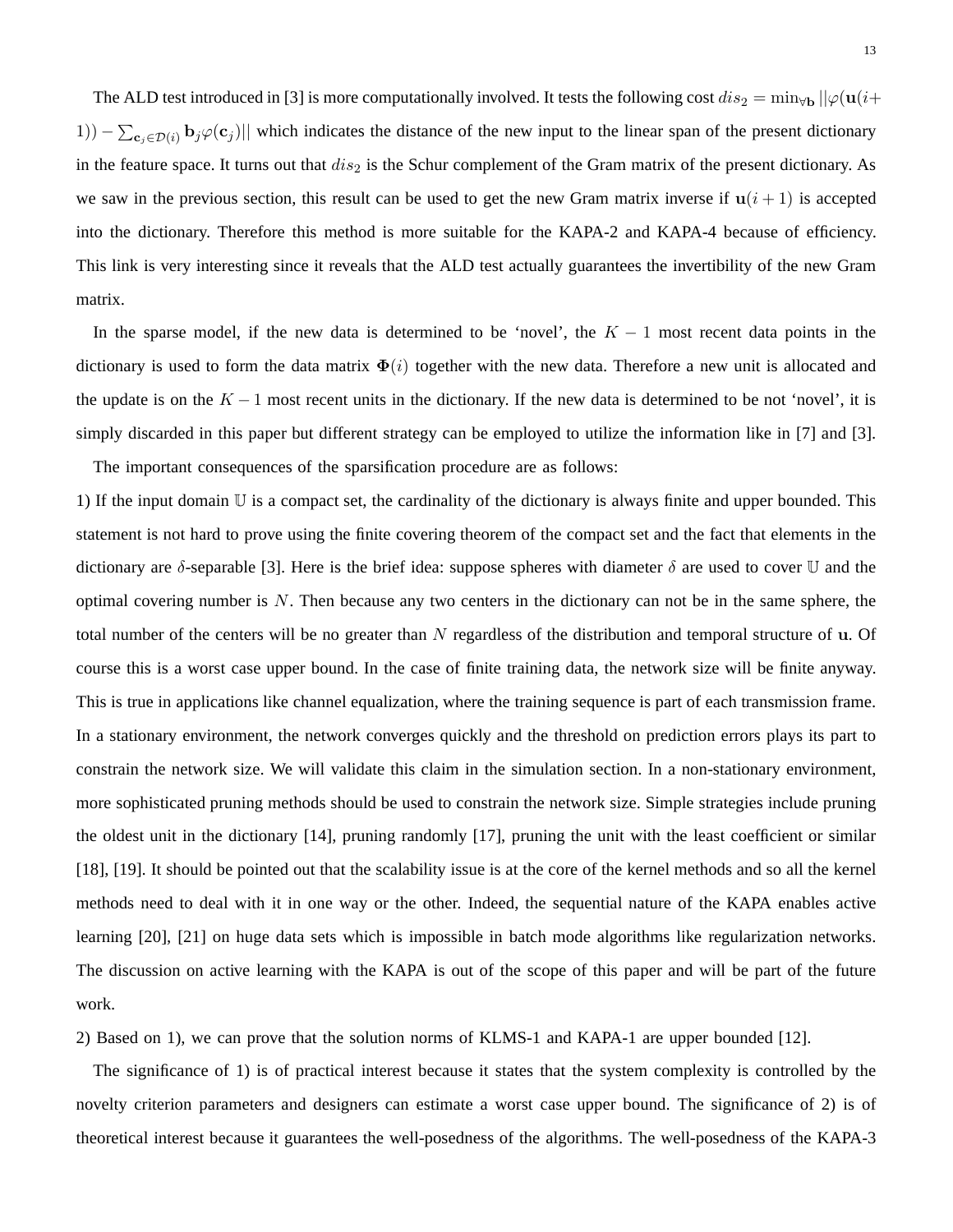The ALD test introduced in [3] is more computationally involved. It tests the following cost $dis_2 = \min_{\forall \mathbf{b}} ||\varphi(\mathbf{u}(i+1)) - \sum_{\mathbf{c}_j \in \mathcal{D}(i)} \mathbf{b}_j \varphi(\mathbf{c}_j)||$ which indicates the distance of the new input to the linear span of the present dictionary in the feature space. It turns out that $dis_2$ is the Schur complement of the Gram matrix of the present dictionary. As we saw in the previous section, this result can be used to get the new Gram matrix inverse if $\mathbf{u}(i+1)$ is accepted into the dictionary. Therefore this method is more suitable for the KAPA-2 and KAPA-4 because of efficiency. This link is very interesting since it reveals that the ALD test actually guarantees the invertibility of the new Gram matrix.

In the sparse model, if the new data is determined to be 'novel', the $K-1$ most recent data points in the dictionary is used to form the data matrix $\mathbf{\Phi}(i)$ together with the new data. Therefore a new unit is allocated and the update is on the $K-1$ most recent units in the dictionary. If the new data is determined to be not 'novel', it is simply discarded in this paper but different strategy can be employed to utilize the information like in [7] and [3].

The important consequences of the sparsification procedure are as follows:

1) If the input domain $\mathbb{U}$ is a compact set, the cardinality of the dictionary is always finite and upper bounded. This statement is not hard to prove using the finite covering theorem of the compact set and the fact that elements in the dictionary are $\delta$-separable [3]. Here is the brief idea: suppose spheres with diameter $\delta$ are used to cover $\mathbb{U}$ and the optimal covering number is $N$. Then because any two centers in the dictionary can not be in the same sphere, the total number of the centers will be no greater than $N$ regardless of the distribution and temporal structure of $\mathbf{u}$. Of course this is a worst case upper bound. In the case of finite training data, the network size will be finite anyway. This is true in applications like channel equalization, where the training sequence is part of each transmission frame. In a stationary environment, the network converges quickly and the threshold on prediction errors plays its part to constrain the network size. We will validate this claim in the simulation section. In a non-stationary environment, more sophisticated pruning methods should be used to constrain the network size. Simple strategies include pruning the oldest unit in the dictionary [14], pruning randomly [17], pruning the unit with the least coefficient or similar [18], [19]. It should be pointed out that the scalability issue is at the core of the kernel methods and so all the kernel methods need to deal with it in one way or the other. Indeed, the sequential nature of the KAPA enables active learning [20], [21] on huge data sets which is impossible in batch mode algorithms like regularization networks. The discussion on active learning with the KAPA is out of the scope of this paper and will be part of the future work.

2) Based on 1), we can prove that the solution norms of KLMS-1 and KAPA-1 are upper bounded [12].

The significance of 1) is of practical interest because it states that the system complexity is controlled by the novelty criterion parameters and designers can estimate a worst case upper bound. The significance of 2) is of theoretical interest because it guarantees the well-posedness of the algorithms. The well-posedness of the KAPA-3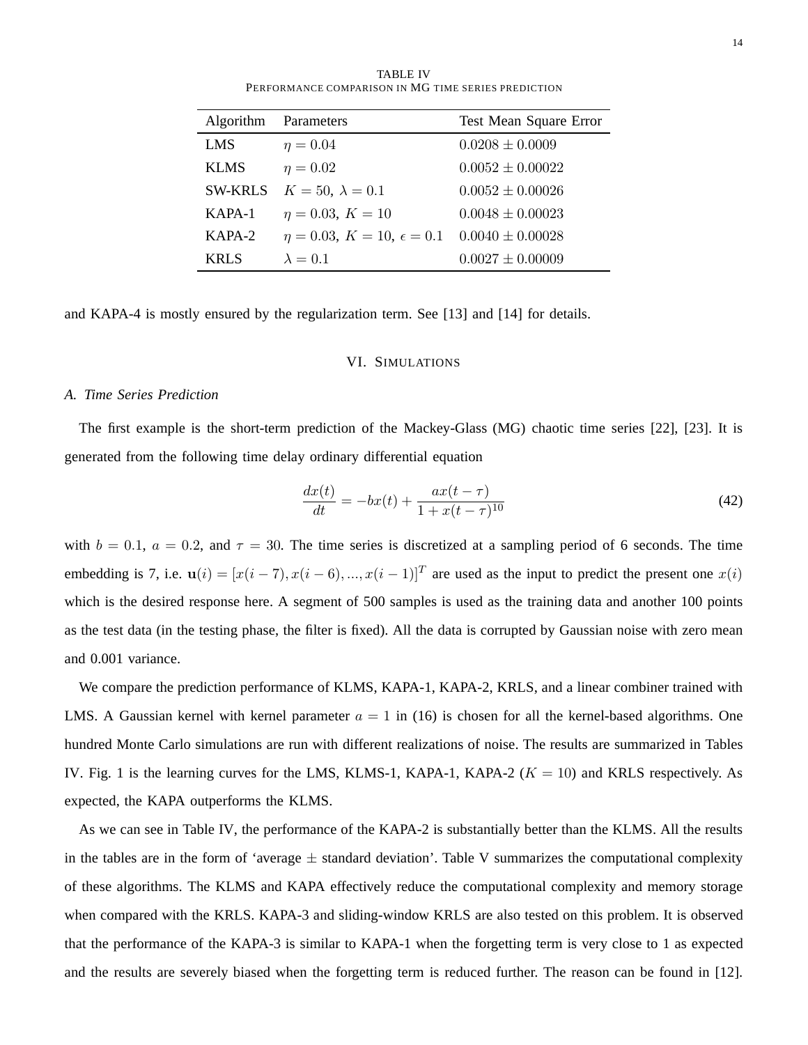TABLE IV
PERFORMANCE COMPARISON IN MG TIME SERIES PREDICTION

| Algorithm | Parameters | Test Mean Square Error |
|---|---|---|
| LMS | $\eta = 0.04$ | $0.0208 \pm 0.0009$ |
| KLMS | $\eta = 0.02$ | $0.0052 \pm 0.00022$ |
| SW-KRLS | $K = 50,\ \lambda = 0.1$ | $0.0052 \pm 0.00026$ |
| KAPA-1 | $\eta = 0.03,\ K = 10$ | $0.0048 \pm 0.00023$ |
| KAPA-2 | $\eta = 0.03,\ K = 10,\ \epsilon = 0.1$ | $0.0040 \pm 0.00028$ |
| KRLS | $\lambda = 0.1$ | $0.0027 \pm 0.00009$ |

and KAPA-4 is mostly ensured by the regularization term. See [13] and [14] for details.

## VI. SIMULATIONS

### A. Time Series Prediction

The first example is the short-term prediction of the Mackey-Glass (MG) chaotic time series [22], [23]. It is generated from the following time delay ordinary differential equation

$$\frac{dx(t)}{dt} = -bx(t) + \frac{ax(t-\tau)}{1 + x(t-\tau)^{10}} \tag{42}$$

with $b = 0.1$, $a = 0.2$, and $\tau = 30$. The time series is discretized at a sampling period of 6 seconds. The time embedding is 7, i.e. $\mathbf{u}(i) = [x(i-7), x(i-6), ..., x(i-1)]^T$ are used as the input to predict the present one $x(i)$ which is the desired response here. A segment of 500 samples is used as the training data and another 100 points as the test data (in the testing phase, the filter is fixed). All the data is corrupted by Gaussian noise with zero mean and 0.001 variance.

We compare the prediction performance of KLMS, KAPA-1, KAPA-2, KRLS, and a linear combiner trained with LMS. A Gaussian kernel with kernel parameter $a = 1$ in (16) is chosen for all the kernel-based algorithms. One hundred Monte Carlo simulations are run with different realizations of noise. The results are summarized in Tables IV. Fig. 1 is the learning curves for the LMS, KLMS-1, KAPA-1, KAPA-2 ($K = 10$) and KRLS respectively. As expected, the KAPA outperforms the KLMS.

As we can see in Table IV, the performance of the KAPA-2 is substantially better than the KLMS. All the results in the tables are in the form of 'average $\pm$ standard deviation'. Table V summarizes the computational complexity of these algorithms. The KLMS and KAPA effectively reduce the computational complexity and memory storage when compared with the KRLS. KAPA-3 and sliding-window KRLS are also tested on this problem. It is observed that the performance of the KAPA-3 is similar to KAPA-1 when the forgetting term is very close to 1 as expected and the results are severely biased when the forgetting term is reduced further. The reason can be found in [12].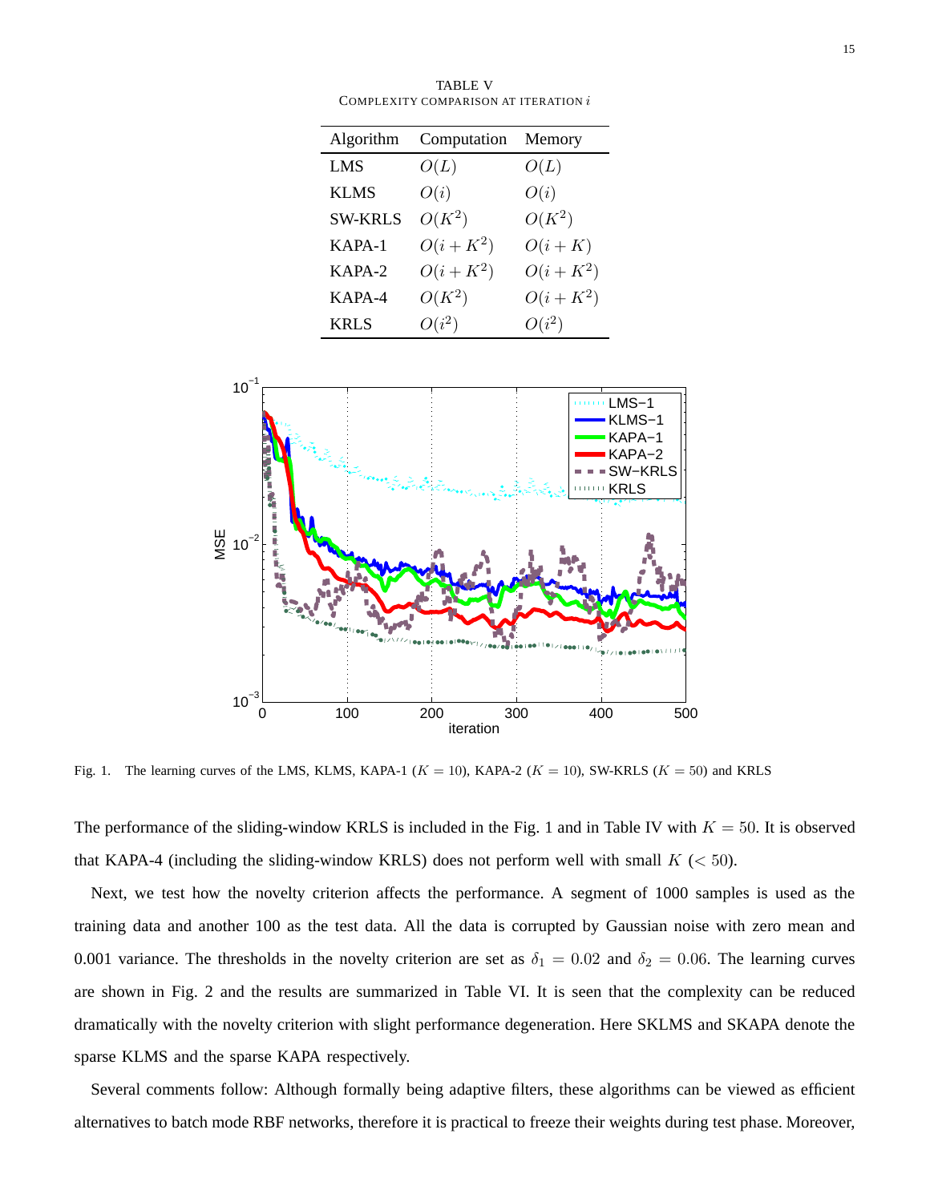TABLE V
COMPLEXITY COMPARISON AT ITERATION $i$

| Algorithm | Computation | Memory |
|---|---|---|
| LMS | $O(L)$ | $O(L)$ |
| KLMS | $O(i)$ | $O(i)$ |
| SW-KRLS | $O(K^2)$ | $O(K^2)$ |
| KAPA-1 | $O(i+K^2)$ | $O(i+K)$ |
| KAPA-2 | $O(i+K^2)$ | $O(i+K^2)$ |
| KAPA-4 | $O(K^2)$ | $O(i+K^2)$ |
| KRLS | $O(i^2)$ | $O(i^2)$ |

Fig. 1. The learning curves of the LMS, KLMS, KAPA-1 ($K = 10$), KAPA-2 ($K = 10$), SW-KRLS ($K = 50$) and KRLS

The performance of the sliding-window KRLS is included in the Fig. 1 and in Table IV with $K = 50$. It is observed that KAPA-4 (including the sliding-window KRLS) does not perform well with small $K$ ($< 50$).

Next, we test how the novelty criterion affects the performance. A segment of 1000 samples is used as the training data and another 100 as the test data. All the data is corrupted by Gaussian noise with zero mean and 0.001 variance. The thresholds in the novelty criterion are set as $\delta_1 = 0.02$ and $\delta_2 = 0.06$. The learning curves are shown in Fig. 2 and the results are summarized in Table VI. It is seen that the complexity can be reduced dramatically with the novelty criterion with slight performance degeneration. Here SKLMS and SKAPA denote the sparse KLMS and the sparse KAPA respectively.

Several comments follow: Although formally being adaptive filters, these algorithms can be viewed as efficient alternatives to batch mode RBF networks, therefore it is practical to freeze their weights during test phase. Moreover,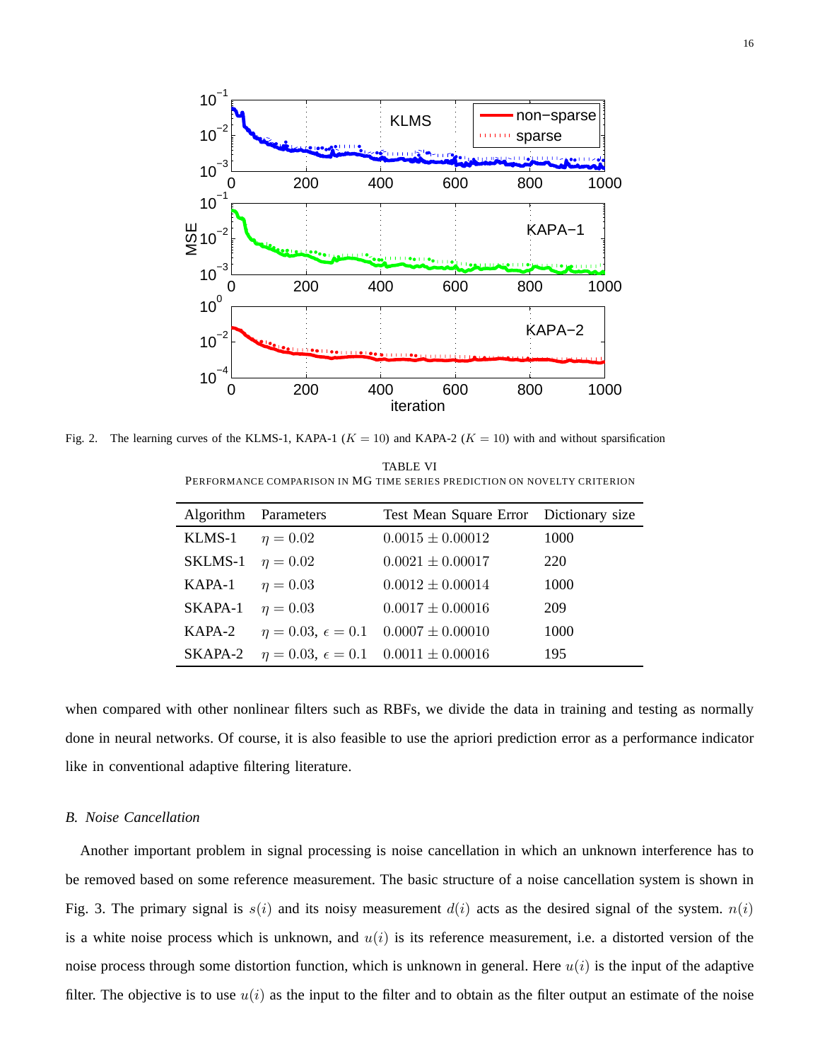Fig. 2. The learning curves of the KLMS-1, KAPA-1 ($K = 10$) and KAPA-2 ($K = 10$) with and without sparsification

TABLE VI
PERFORMANCE COMPARISON IN MG TIME SERIES PREDICTION ON NOVELTY CRITERION

| Algorithm | Parameters | Test Mean Square Error | Dictionary size |
|---|---|---|---|
| KLMS-1 | $\eta = 0.02$ | $0.0015 \pm 0.00012$ | 1000 |
| SKLMS-1 | $\eta = 0.02$ | $0.0021 \pm 0.00017$ | 220 |
| KAPA-1 | $\eta = 0.03$ | $0.0012 \pm 0.00014$ | 1000 |
| SKAPA-1 | $\eta = 0.03$ | $0.0017 \pm 0.00016$ | 209 |
| KAPA-2 | $\eta = 0.03$, $\epsilon = 0.1$ | $0.0007 \pm 0.00010$ | 1000 |
| SKAPA-2 | $\eta = 0.03$, $\epsilon = 0.1$ | $0.0011 \pm 0.00016$ | 195 |

when compared with other nonlinear filters such as RBFs, we divide the data in training and testing as normally done in neural networks. Of course, it is also feasible to use the apriori prediction error as a performance indicator like in conventional adaptive filtering literature.

### *B. Noise Cancellation*

Another important problem in signal processing is noise cancellation in which an unknown interference has to be removed based on some reference measurement. The basic structure of a noise cancellation system is shown in Fig. 3. The primary signal is $s(i)$ and its noisy measurement $d(i)$ acts as the desired signal of the system. $n(i)$ is a white noise process which is unknown, and $u(i)$ is its reference measurement, i.e. a distorted version of the noise process through some distortion function, which is unknown in general. Here $u(i)$ is the input of the adaptive filter. The objective is to use $u(i)$ as the input to the filter and to obtain as the filter output an estimate of the noise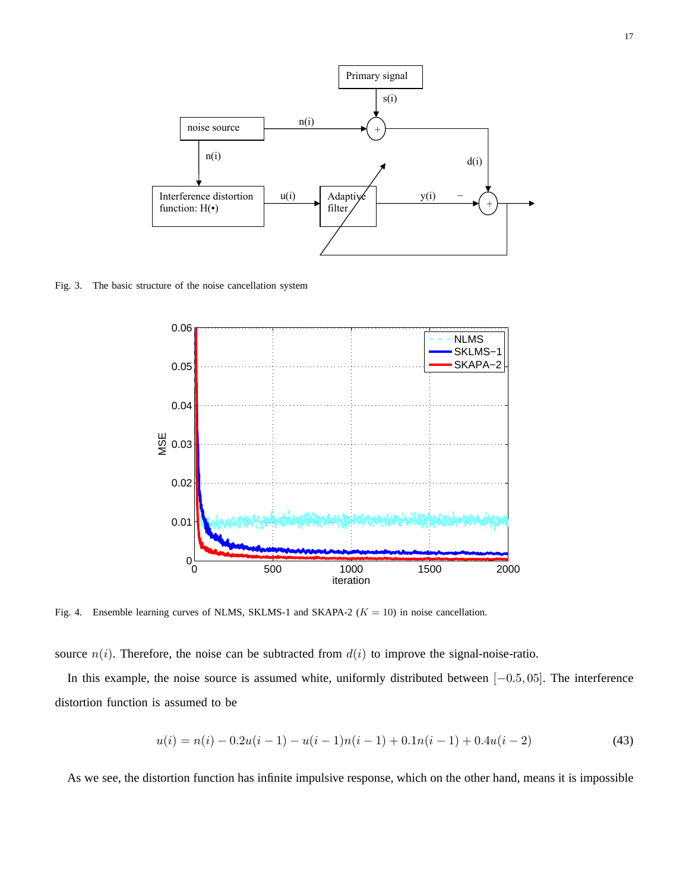Fig. 3. The basic structure of the noise cancellation system

Fig. 4. Ensemble learning curves of NLMS, SKLMS-1 and SKAPA-2 ($K = 10$) in noise cancellation.

source $n(i)$. Therefore, the noise can be subtracted from $d(i)$ to improve the signal-noise-ratio.

In this example, the noise source is assumed white, uniformly distributed between $[-0.5, 05]$. The interference distortion function is assumed to be

$$u(i) = n(i) - 0.2u(i-1) - u(i-1)n(i-1) + 0.1n(i-1) + 0.4u(i-2) \tag{43}$$

As we see, the distortion function has infinite impulsive response, which on the other hand, means it is impossible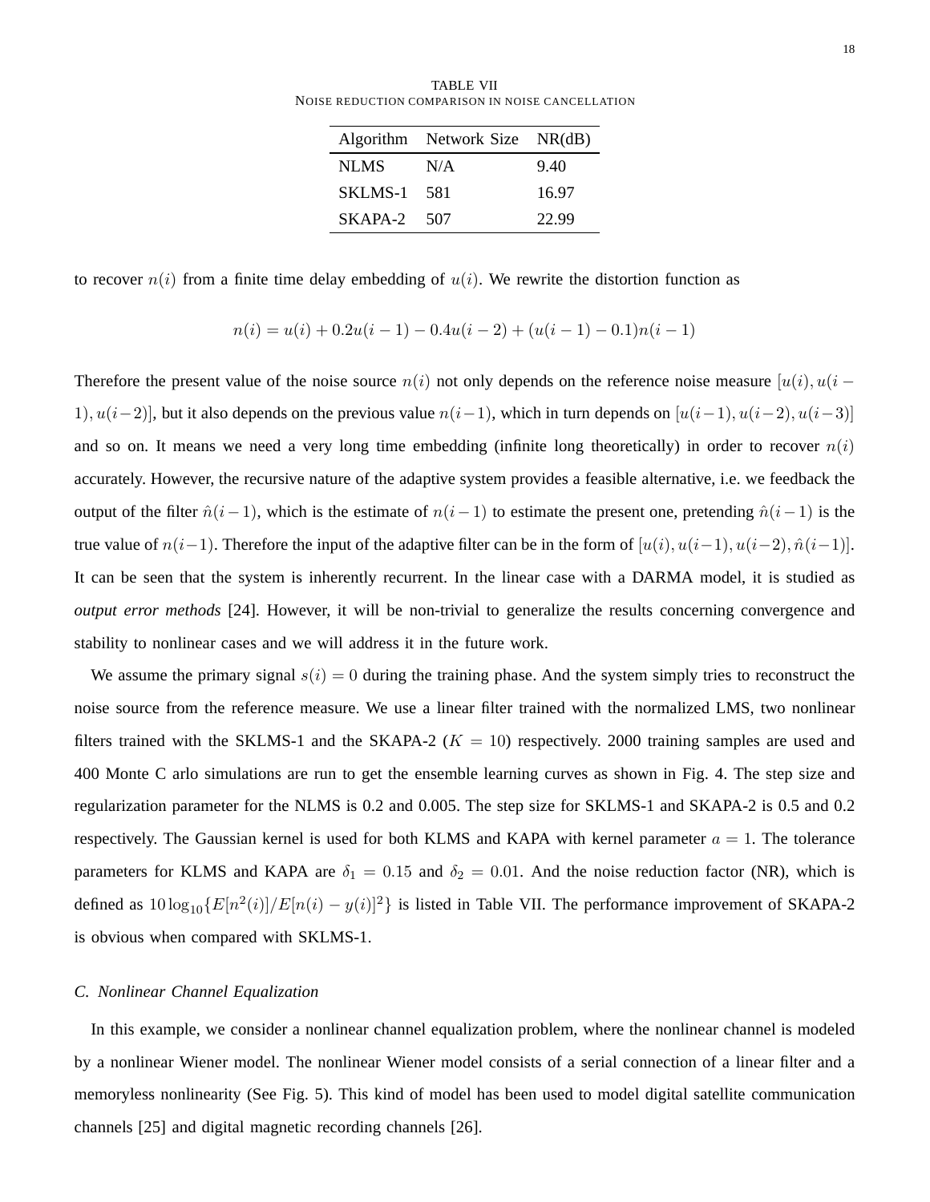TABLE VII
NOISE REDUCTION COMPARISON IN NOISE CANCELLATION

| Algorithm | Network Size | NR(dB) |
|---|---|---|
| NLMS | N/A | 9.40 |
| SKLMS-1 | 581 | 16.97 |
| SKAPA-2 | 507 | 22.99 |

to recover $n(i)$ from a finite time delay embedding of $u(i)$. We rewrite the distortion function as

$$n(i) = u(i) + 0.2u(i-1) - 0.4u(i-2) + (u(i-1) - 0.1)n(i-1)$$

Therefore the present value of the noise source $n(i)$ not only depends on the reference noise measure $[u(i), u(i-1), u(i-2)]$, but it also depends on the previous value $n(i-1)$, which in turn depends on $[u(i-1), u(i-2), u(i-3)]$ and so on. It means we need a very long time embedding (infinite long theoretically) in order to recover $n(i)$ accurately. However, the recursive nature of the adaptive system provides a feasible alternative, i.e. we feedback the output of the filter $\hat{n}(i-1)$, which is the estimate of $n(i-1)$ to estimate the present one, pretending $\hat{n}(i-1)$ is the true value of $n(i-1)$. Therefore the input of the adaptive filter can be in the form of $[u(i), u(i-1), u(i-2), \hat{n}(i-1)]$. It can be seen that the system is inherently recurrent. In the linear case with a DARMA model, it is studied as *output error methods* [24]. However, it will be non-trivial to generalize the results concerning convergence and stability to nonlinear cases and we will address it in the future work.

We assume the primary signal $s(i) = 0$ during the training phase. And the system simply tries to reconstruct the noise source from the reference measure. We use a linear filter trained with the normalized LMS, two nonlinear filters trained with the SKLMS-1 and the SKAPA-2 ($K = 10$) respectively. 2000 training samples are used and 400 Monte C arlo simulations are run to get the ensemble learning curves as shown in Fig. 4. The step size and regularization parameter for the NLMS is 0.2 and 0.005. The step size for SKLMS-1 and SKAPA-2 is 0.5 and 0.2 respectively. The Gaussian kernel is used for both KLMS and KAPA with kernel parameter $a = 1$. The tolerance parameters for KLMS and KAPA are $\delta_1 = 0.15$ and $\delta_2 = 0.01$. And the noise reduction factor (NR), which is defined as $10\log_{10}\{E[n^2(i)]/E[n(i) - y(i)]^2\}$ is listed in Table VII. The performance improvement of SKAPA-2 is obvious when compared with SKLMS-1.

### C. Nonlinear Channel Equalization

In this example, we consider a nonlinear channel equalization problem, where the nonlinear channel is modeled by a nonlinear Wiener model. The nonlinear Wiener model consists of a serial connection of a linear filter and a memoryless nonlinearity (See Fig. 5). This kind of model has been used to model digital satellite communication channels [25] and digital magnetic recording channels [26].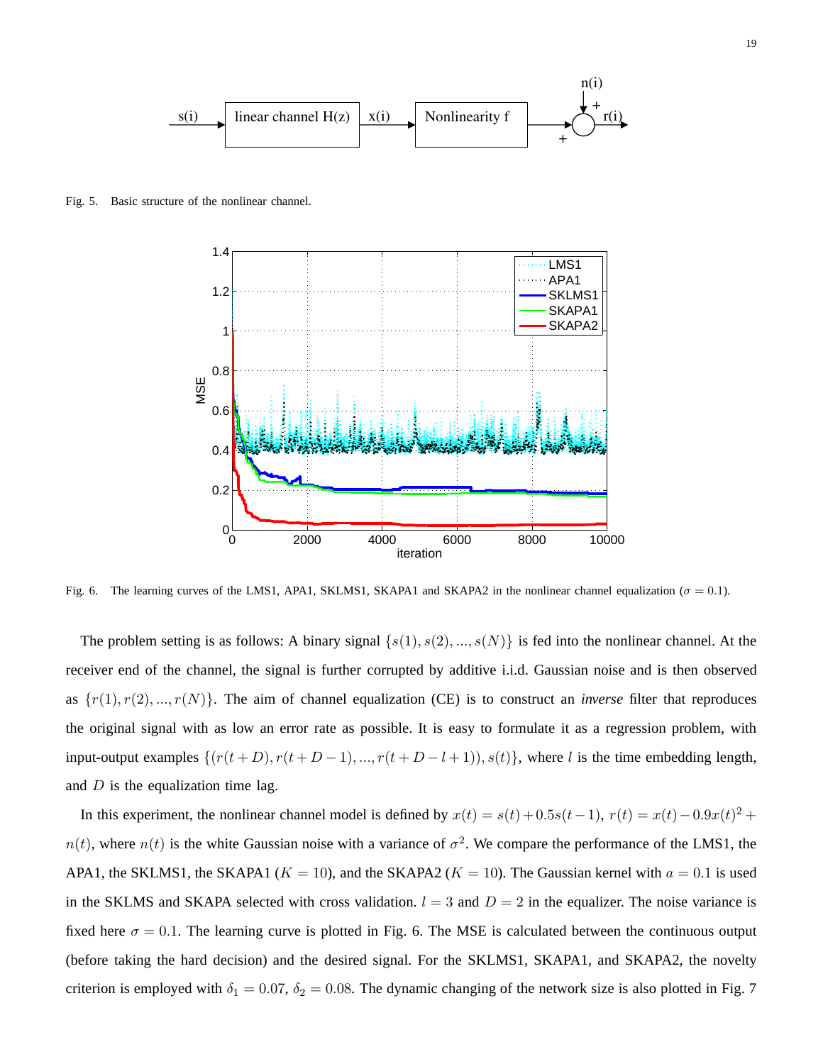Fig. 5. Basic structure of the nonlinear channel.

Fig. 6. The learning curves of the LMS1, APA1, SKLMS1, SKAPA1 and SKAPA2 in the nonlinear channel equalization ($\sigma = 0.1$).

The problem setting is as follows: A binary signal $\{s(1), s(2), ..., s(N)\}$ is fed into the nonlinear channel. At the receiver end of the channel, the signal is further corrupted by additive i.i.d. Gaussian noise and is then observed as $\{r(1), r(2), ..., r(N)\}$. The aim of channel equalization (CE) is to construct an *inverse* filter that reproduces the original signal with as low an error rate as possible. It is easy to formulate it as a regression problem, with input-output examples $\{(r(t+D), r(t+D-1), ..., r(t+D-l+1)), s(t)\}$, where $l$ is the time embedding length, and $D$ is the equalization time lag.

In this experiment, the nonlinear channel model is defined by $x(t) = s(t) + 0.5s(t-1)$, $r(t) = x(t) - 0.9x(t)^2 + n(t)$, where $n(t)$ is the white Gaussian noise with a variance of $\sigma^2$. We compare the performance of the LMS1, the APA1, the SKLMS1, the SKAPA1 ($K = 10$), and the SKAPA2 ($K = 10$). The Gaussian kernel with $a = 0.1$ is used in the SKLMS and SKAPA selected with cross validation. $l = 3$ and $D = 2$ in the equalizer. The noise variance is fixed here $\sigma = 0.1$. The learning curve is plotted in Fig. 6. The MSE is calculated between the continuous output (before taking the hard decision) and the desired signal. For the SKLMS1, SKAPA1, and SKAPA2, the novelty criterion is employed with $\delta_1 = 0.07$, $\delta_2 = 0.08$. The dynamic changing of the network size is also plotted in Fig. 7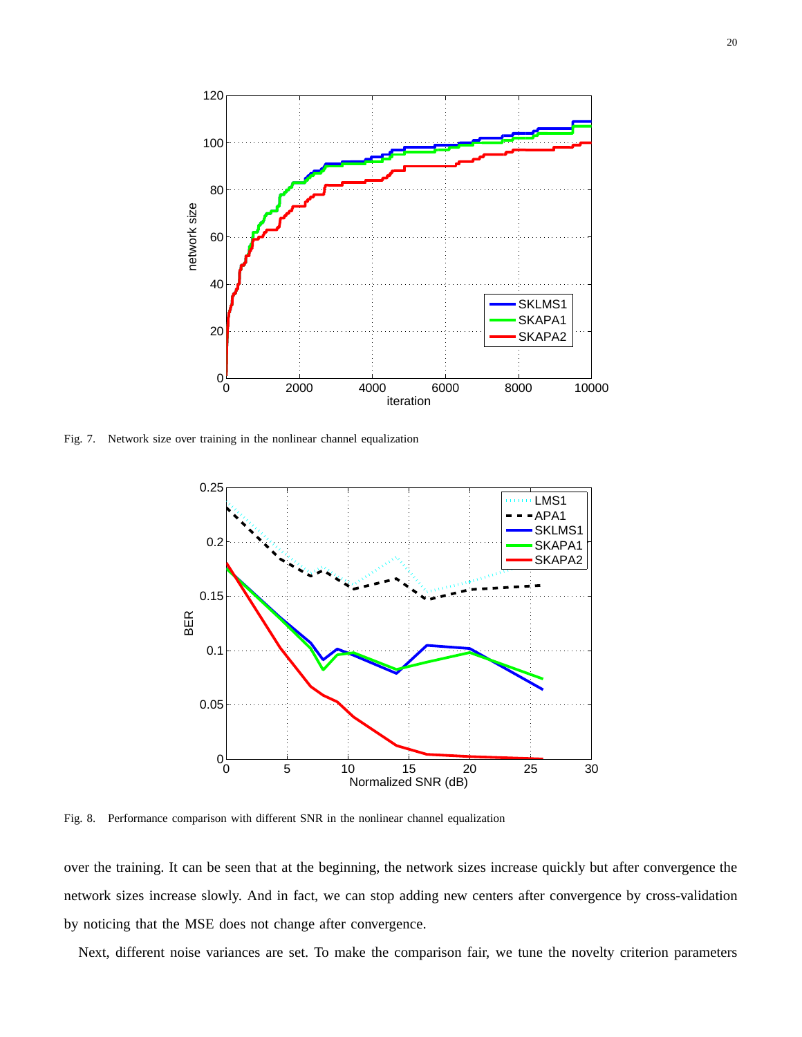Fig. 7. Network size over training in the nonlinear channel equalization

Fig. 8. Performance comparison with different SNR in the nonlinear channel equalization

over the training. It can be seen that at the beginning, the network sizes increase quickly but after convergence the network sizes increase slowly. And in fact, we can stop adding new centers after convergence by cross-validation by noticing that the MSE does not change after convergence.

Next, different noise variances are set. To make the comparison fair, we tune the novelty criterion parameters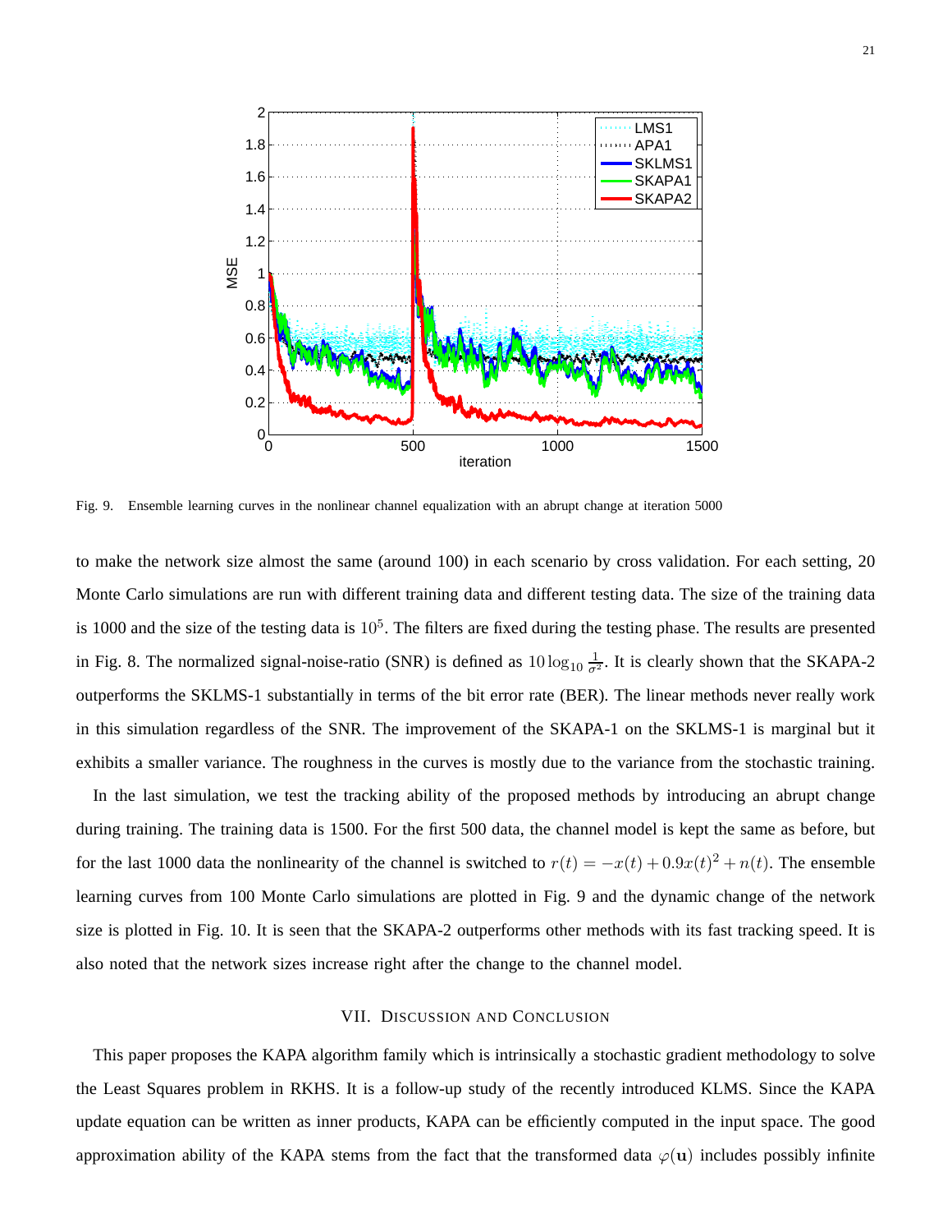Fig. 9. Ensemble learning curves in the nonlinear channel equalization with an abrupt change at iteration 5000

to make the network size almost the same (around 100) in each scenario by cross validation. For each setting, 20 Monte Carlo simulations are run with different training data and different testing data. The size of the training data is 1000 and the size of the testing data is $10^5$. The filters are fixed during the testing phase. The results are presented in Fig. 8. The normalized signal-noise-ratio (SNR) is defined as $10 \log_{10} \frac{1}{\sigma^2}$. It is clearly shown that the SKAPA-2 outperforms the SKLMS-1 substantially in terms of the bit error rate (BER). The linear methods never really work in this simulation regardless of the SNR. The improvement of the SKAPA-1 on the SKLMS-1 is marginal but it exhibits a smaller variance. The roughness in the curves is mostly due to the variance from the stochastic training.

In the last simulation, we test the tracking ability of the proposed methods by introducing an abrupt change during training. The training data is 1500. For the first 500 data, the channel model is kept the same as before, but for the last 1000 data the nonlinearity of the channel is switched to $r(t) = -x(t) + 0.9x(t)^2 + n(t)$. The ensemble learning curves from 100 Monte Carlo simulations are plotted in Fig. 9 and the dynamic change of the network size is plotted in Fig. 10. It is seen that the SKAPA-2 outperforms other methods with its fast tracking speed. It is also noted that the network sizes increase right after the change to the channel model.

## VII. Discussion and Conclusion

This paper proposes the KAPA algorithm family which is intrinsically a stochastic gradient methodology to solve the Least Squares problem in RKHS. It is a follow-up study of the recently introduced KLMS. Since the KAPA update equation can be written as inner products, KAPA can be efficiently computed in the input space. The good approximation ability of the KAPA stems from the fact that the transformed data $\varphi(\mathbf{u})$ includes possibly infinite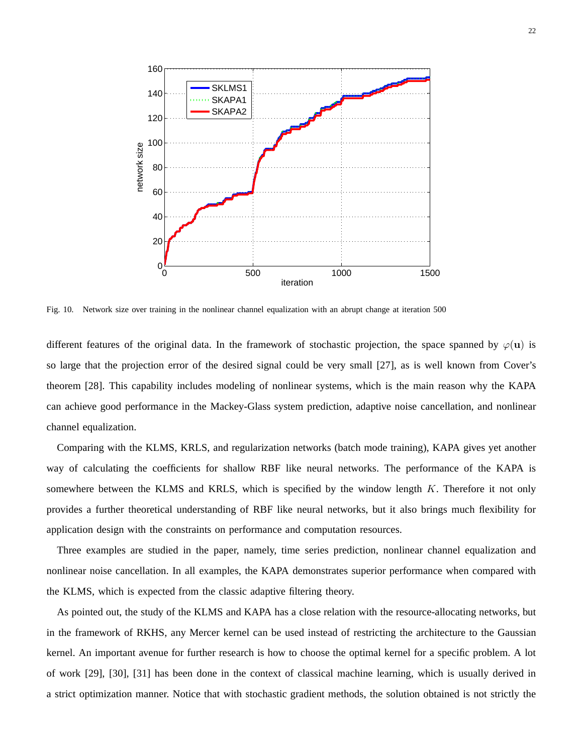Fig. 10. Network size over training in the nonlinear channel equalization with an abrupt change at iteration 500

different features of the original data. In the framework of stochastic projection, the space spanned by $\varphi(\mathbf{u})$ is so large that the projection error of the desired signal could be very small [27], as is well known from Cover's theorem [28]. This capability includes modeling of nonlinear systems, which is the main reason why the KAPA can achieve good performance in the Mackey-Glass system prediction, adaptive noise cancellation, and nonlinear channel equalization.

Comparing with the KLMS, KRLS, and regularization networks (batch mode training), KAPA gives yet another way of calculating the coefficients for shallow RBF like neural networks. The performance of the KAPA is somewhere between the KLMS and KRLS, which is specified by the window length $K$. Therefore it not only provides a further theoretical understanding of RBF like neural networks, but it also brings much flexibility for application design with the constraints on performance and computation resources.

Three examples are studied in the paper, namely, time series prediction, nonlinear channel equalization and nonlinear noise cancellation. In all examples, the KAPA demonstrates superior performance when compared with the KLMS, which is expected from the classic adaptive filtering theory.

As pointed out, the study of the KLMS and KAPA has a close relation with the resource-allocating networks, but in the framework of RKHS, any Mercer kernel can be used instead of restricting the architecture to the Gaussian kernel. An important avenue for further research is how to choose the optimal kernel for a specific problem. A lot of work [29], [30], [31] has been done in the context of classical machine learning, which is usually derived in a strict optimization manner. Notice that with stochastic gradient methods, the solution obtained is not strictly the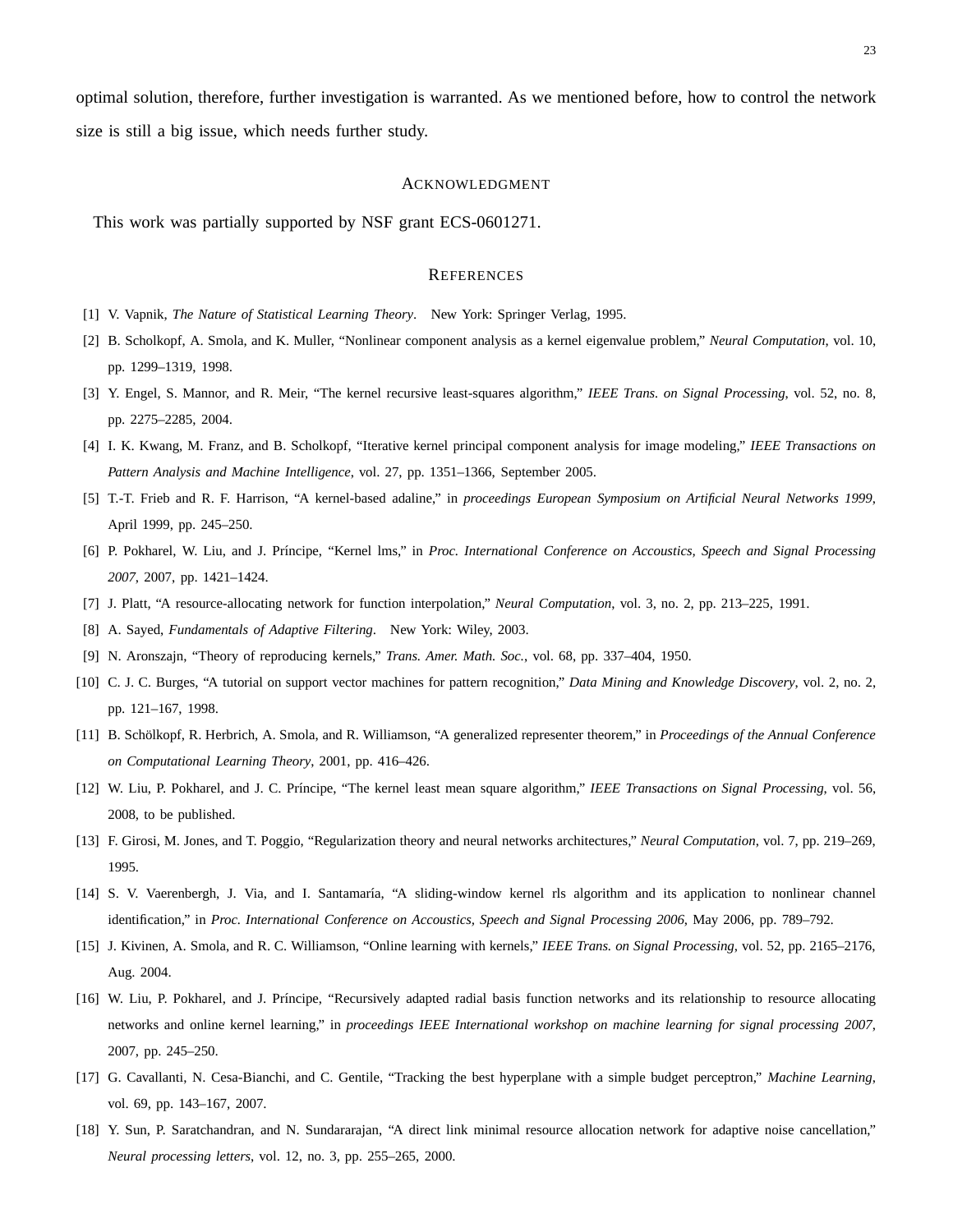optimal solution, therefore, further investigation is warranted. As we mentioned before, how to control the network size is still a big issue, which needs further study.

## Acknowledgment

This work was partially supported by NSF grant ECS-0601271.

## References

[1] V. Vapnik, *The Nature of Statistical Learning Theory*. New York: Springer Verlag, 1995.

[2] B. Scholkopf, A. Smola, and K. Muller, "Nonlinear component analysis as a kernel eigenvalue problem," *Neural Computation*, vol. 10, pp. 1299–1319, 1998.

[3] Y. Engel, S. Mannor, and R. Meir, "The kernel recursive least-squares algorithm," *IEEE Trans. on Signal Processing*, vol. 52, no. 8, pp. 2275–2285, 2004.

[4] I. K. Kwang, M. Franz, and B. Scholkopf, "Iterative kernel principal component analysis for image modeling," *IEEE Transactions on Pattern Analysis and Machine Intelligence*, vol. 27, pp. 1351–1366, September 2005.

[5] T.-T. Frieb and R. F. Harrison, "A kernel-based adaline," in *proceedings European Symposium on Artificial Neural Networks 1999*, April 1999, pp. 245–250.

[6] P. Pokharel, W. Liu, and J. Príncipe, "Kernel lms," in *Proc. International Conference on Accoustics, Speech and Signal Processing 2007*, 2007, pp. 1421–1424.

[7] J. Platt, "A resource-allocating network for function interpolation," *Neural Computation*, vol. 3, no. 2, pp. 213–225, 1991.

[8] A. Sayed, *Fundamentals of Adaptive Filtering*. New York: Wiley, 2003.

[9] N. Aronszajn, "Theory of reproducing kernels," *Trans. Amer. Math. Soc.*, vol. 68, pp. 337–404, 1950.

[10] C. J. C. Burges, "A tutorial on support vector machines for pattern recognition," *Data Mining and Knowledge Discovery*, vol. 2, no. 2, pp. 121–167, 1998.

[11] B. Schölkopf, R. Herbrich, A. Smola, and R. Williamson, "A generalized representer theorem," in *Proceedings of the Annual Conference on Computational Learning Theory*, 2001, pp. 416–426.

[12] W. Liu, P. Pokharel, and J. C. Príncipe, "The kernel least mean square algorithm," *IEEE Transactions on Signal Processing*, vol. 56, 2008, to be published.

[13] F. Girosi, M. Jones, and T. Poggio, "Regularization theory and neural networks architectures," *Neural Computation*, vol. 7, pp. 219–269, 1995.

[14] S. V. Vaerenbergh, J. Via, and I. Santamaría, "A sliding-window kernel rls algorithm and its application to nonlinear channel identification," in *Proc. International Conference on Accoustics, Speech and Signal Processing 2006*, May 2006, pp. 789–792.

[15] J. Kivinen, A. Smola, and R. C. Williamson, "Online learning with kernels," *IEEE Trans. on Signal Processing*, vol. 52, pp. 2165–2176, Aug. 2004.

[16] W. Liu, P. Pokharel, and J. Príncipe, "Recursively adapted radial basis function networks and its relationship to resource allocating networks and online kernel learning," in *proceedings IEEE International workshop on machine learning for signal processing 2007*, 2007, pp. 245–250.

[17] G. Cavallanti, N. Cesa-Bianchi, and C. Gentile, "Tracking the best hyperplane with a simple budget perceptron," *Machine Learning*, vol. 69, pp. 143–167, 2007.

[18] Y. Sun, P. Saratchandran, and N. Sundararajan, "A direct link minimal resource allocation network for adaptive noise cancellation," *Neural processing letters*, vol. 12, no. 3, pp. 255–265, 2000.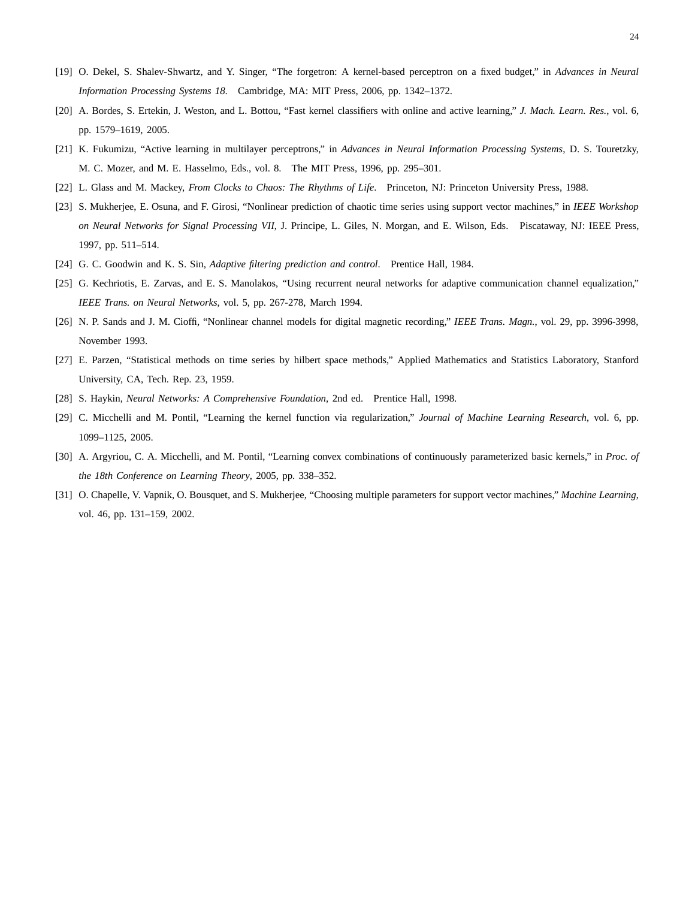[19] O. Dekel, S. Shalev-Shwartz, and Y. Singer, "The forgetron: A kernel-based perceptron on a fixed budget," in *Advances in Neural Information Processing Systems 18*. Cambridge, MA: MIT Press, 2006, pp. 1342–1372.

[20] A. Bordes, S. Ertekin, J. Weston, and L. Bottou, "Fast kernel classifiers with online and active learning," *J. Mach. Learn. Res.*, vol. 6, pp. 1579–1619, 2005.

[21] K. Fukumizu, "Active learning in multilayer perceptrons," in *Advances in Neural Information Processing Systems*, D. S. Touretzky, M. C. Mozer, and M. E. Hasselmo, Eds., vol. 8. The MIT Press, 1996, pp. 295–301.

[22] L. Glass and M. Mackey, *From Clocks to Chaos: The Rhythms of Life*. Princeton, NJ: Princeton University Press, 1988.

[23] S. Mukherjee, E. Osuna, and F. Girosi, "Nonlinear prediction of chaotic time series using support vector machines," in *IEEE Workshop on Neural Networks for Signal Processing VII*, J. Principe, L. Giles, N. Morgan, and E. Wilson, Eds. Piscataway, NJ: IEEE Press, 1997, pp. 511–514.

[24] G. C. Goodwin and K. S. Sin, *Adaptive filtering prediction and control*. Prentice Hall, 1984.

[25] G. Kechriotis, E. Zarvas, and E. S. Manolakos, "Using recurrent neural networks for adaptive communication channel equalization," *IEEE Trans. on Neural Networks*, vol. 5, pp. 267-278, March 1994.

[26] N. P. Sands and J. M. Cioffi, "Nonlinear channel models for digital magnetic recording," *IEEE Trans. Magn.*, vol. 29, pp. 3996-3998, November 1993.

[27] E. Parzen, "Statistical methods on time series by hilbert space methods," Applied Mathematics and Statistics Laboratory, Stanford University, CA, Tech. Rep. 23, 1959.

[28] S. Haykin, *Neural Networks: A Comprehensive Foundation*, 2nd ed. Prentice Hall, 1998.

[29] C. Micchelli and M. Pontil, "Learning the kernel function via regularization," *Journal of Machine Learning Research*, vol. 6, pp. 1099–1125, 2005.

[30] A. Argyriou, C. A. Micchelli, and M. Pontil, "Learning convex combinations of continuously parameterized basic kernels," in *Proc. of the 18th Conference on Learning Theory*, 2005, pp. 338–352.

[31] O. Chapelle, V. Vapnik, O. Bousquet, and S. Mukherjee, "Choosing multiple parameters for support vector machines," *Machine Learning*, vol. 46, pp. 131–159, 2002.